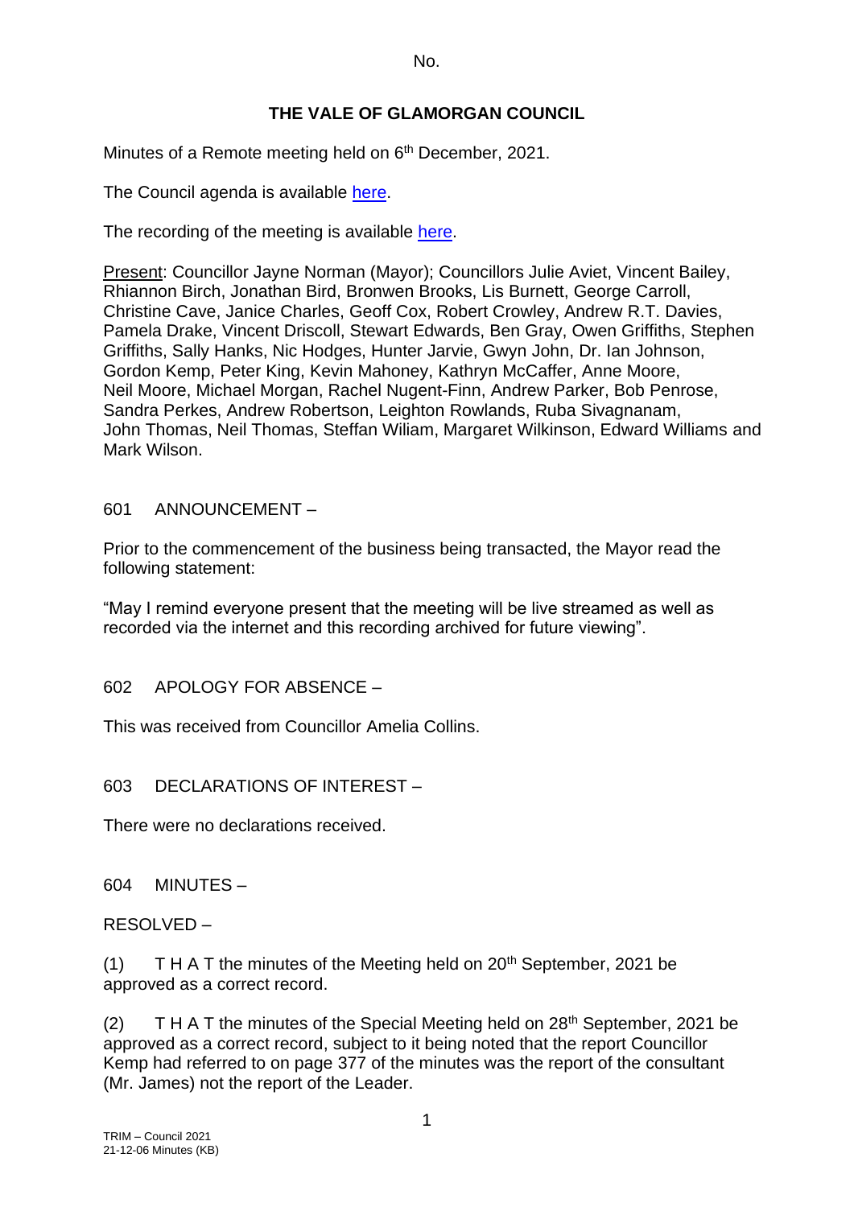No.

# THE VALE OF GLAMORGAN COUNCIL

Minutes of a Remote meeting held on 6th December, 2021.

The Council agenda is available [here].

The recording of the meeting is available [here].

Present: Councillor Jayne Norman (Mayor); Councillors Julie Aviet, Vincent Bailey, Rhiannon Birch, Jonathan Bird, Bronwen Brooks, Lis Burnett, George Carroll, Christine Cave, Janice Charles, Geoff Cox, Robert Crowley, Andrew R.T. Davies, Pamela Drake, Vincent Driscoll, Stewart Edwards, Ben Gray, Owen Griffiths, Stephen Griffiths, Sally Hanks, Nic Hodges, Hunter Jarvie, Gwyn John, Dr. Ian Johnson, Gordon Kemp, Peter King, Kevin Mahoney, Kathryn McCaffer, Anne Moore, Neil Moore, Michael Morgan, Rachel Nugent-Finn, Andrew Parker, Bob Penrose, Sandra Perkes, Andrew Robertson, Leighton Rowlands, Ruba Sivagnanam, John Thomas, Neil Thomas, Steffan Wiliam, Margaret Wilkinson, Edward Williams and Mark Wilson.

## 601 ANNOUNCEMENT –

Prior to the commencement of the business being transacted, the Mayor read the following statement:

"May I remind everyone present that the meeting will be live streamed as well as recorded via the internet and this recording archived for future viewing".

## 602 APOLOGY FOR ABSENCE –

This was received from Councillor Amelia Collins.

## 603 DECLARATIONS OF INTEREST –

There were no declarations received.

## 604 MINUTES –

RESOLVED –

(1) T H A T the minutes of the Meeting held on 20th September, 2021 be approved as a correct record.

(2) T H A T the minutes of the Special Meeting held on 28th September, 2021 be approved as a correct record, subject to it being noted that the report Councillor Kemp had referred to on page 377 of the minutes was the report of the consultant (Mr. James) not the report of the Leader.

TRIM – Council 2021
21-12-06 Minutes (KB)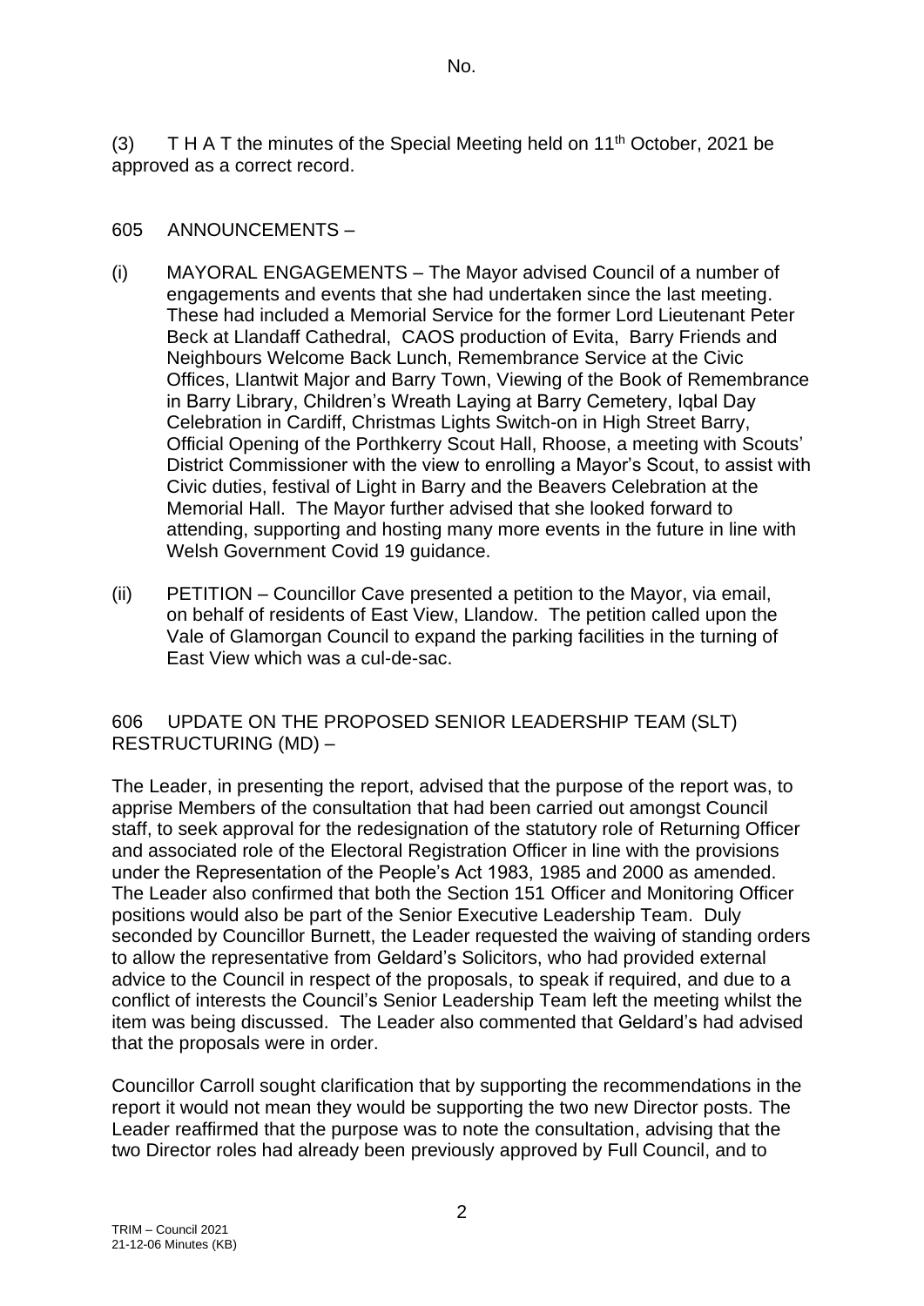(3) T H A T the minutes of the Special Meeting held on 11th October, 2021 be approved as a correct record.

605 ANNOUNCEMENTS –

(i) MAYORAL ENGAGEMENTS – The Mayor advised Council of a number of engagements and events that she had undertaken since the last meeting. These had included a Memorial Service for the former Lord Lieutenant Peter Beck at Llandaff Cathedral, CAOS production of Evita, Barry Friends and Neighbours Welcome Back Lunch, Remembrance Service at the Civic Offices, Llantwit Major and Barry Town, Viewing of the Book of Remembrance in Barry Library, Children's Wreath Laying at Barry Cemetery, Iqbal Day Celebration in Cardiff, Christmas Lights Switch-on in High Street Barry, Official Opening of the Porthkerry Scout Hall, Rhoose, a meeting with Scouts' District Commissioner with the view to enrolling a Mayor's Scout, to assist with Civic duties, festival of Light in Barry and the Beavers Celebration at the Memorial Hall. The Mayor further advised that she looked forward to attending, supporting and hosting many more events in the future in line with Welsh Government Covid 19 guidance.

(ii) PETITION – Councillor Cave presented a petition to the Mayor, via email, on behalf of residents of East View, Llandow. The petition called upon the Vale of Glamorgan Council to expand the parking facilities in the turning of East View which was a cul-de-sac.

606 UPDATE ON THE PROPOSED SENIOR LEADERSHIP TEAM (SLT) RESTRUCTURING (MD) –

The Leader, in presenting the report, advised that the purpose of the report was, to apprise Members of the consultation that had been carried out amongst Council staff, to seek approval for the redesignation of the statutory role of Returning Officer and associated role of the Electoral Registration Officer in line with the provisions under the Representation of the People's Act 1983, 1985 and 2000 as amended. The Leader also confirmed that both the Section 151 Officer and Monitoring Officer positions would also be part of the Senior Executive Leadership Team. Duly seconded by Councillor Burnett, the Leader requested the waiving of standing orders to allow the representative from Geldard's Solicitors, who had provided external advice to the Council in respect of the proposals, to speak if required, and due to a conflict of interests the Council's Senior Leadership Team left the meeting whilst the item was being discussed. The Leader also commented that Geldard's had advised that the proposals were in order.

Councillor Carroll sought clarification that by supporting the recommendations in the report it would not mean they would be supporting the two new Director posts. The Leader reaffirmed that the purpose was to note the consultation, advising that the two Director roles had already been previously approved by Full Council, and to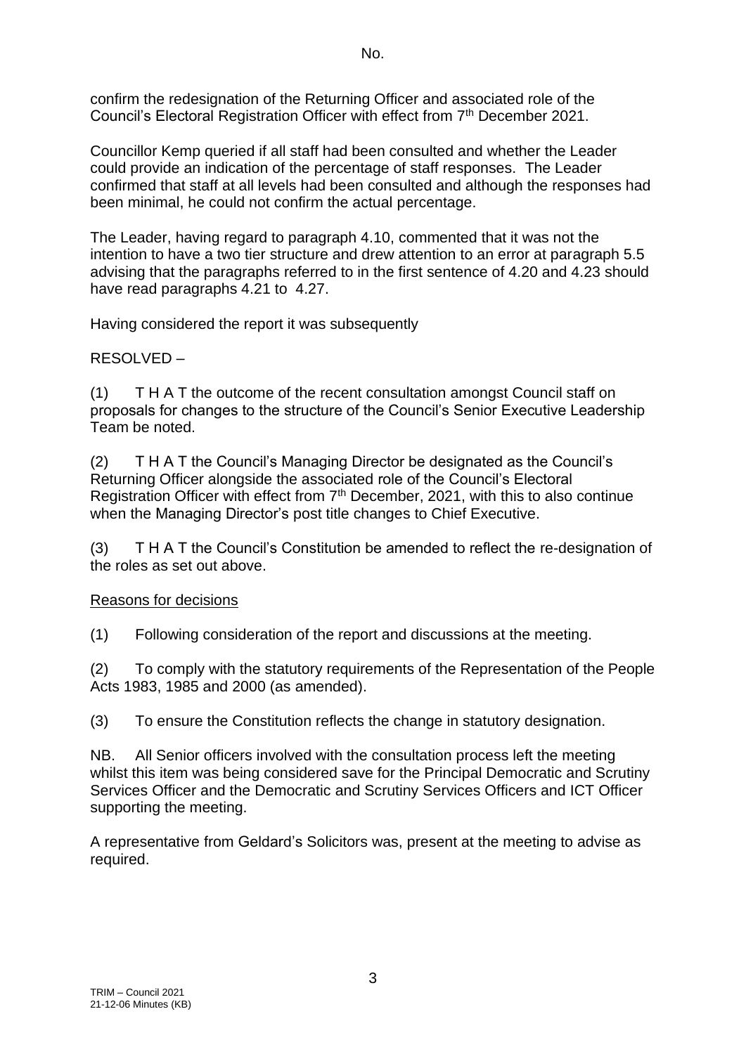confirm the redesignation of the Returning Officer and associated role of the Council's Electoral Registration Officer with effect from 7th December 2021.

Councillor Kemp queried if all staff had been consulted and whether the Leader could provide an indication of the percentage of staff responses. The Leader confirmed that staff at all levels had been consulted and although the responses had been minimal, he could not confirm the actual percentage.

The Leader, having regard to paragraph 4.10, commented that it was not the intention to have a two tier structure and drew attention to an error at paragraph 5.5 advising that the paragraphs referred to in the first sentence of 4.20 and 4.23 should have read paragraphs 4.21 to 4.27.

Having considered the report it was subsequently

RESOLVED –

(1) T H A T the outcome of the recent consultation amongst Council staff on proposals for changes to the structure of the Council's Senior Executive Leadership Team be noted.

(2) T H A T the Council's Managing Director be designated as the Council's Returning Officer alongside the associated role of the Council's Electoral Registration Officer with effect from 7th December, 2021, with this to also continue when the Managing Director's post title changes to Chief Executive.

(3) T H A T the Council's Constitution be amended to reflect the re-designation of the roles as set out above.

Reasons for decisions

(1) Following consideration of the report and discussions at the meeting.

(2) To comply with the statutory requirements of the Representation of the People Acts 1983, 1985 and 2000 (as amended).

(3) To ensure the Constitution reflects the change in statutory designation.

NB. All Senior officers involved with the consultation process left the meeting whilst this item was being considered save for the Principal Democratic and Scrutiny Services Officer and the Democratic and Scrutiny Services Officers and ICT Officer supporting the meeting.

A representative from Geldard's Solicitors was, present at the meeting to advise as required.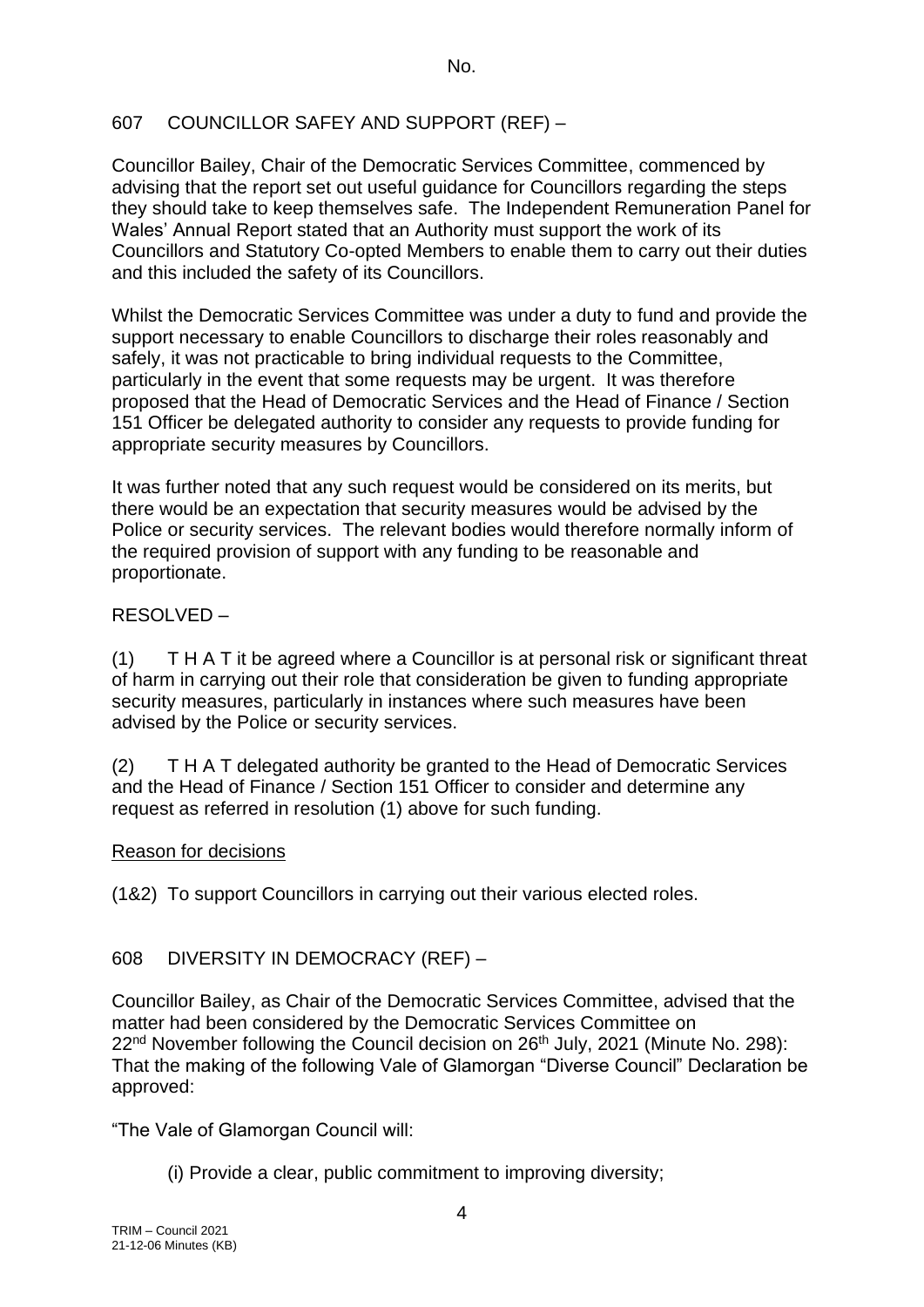No.

607 COUNCILLOR SAFEY AND SUPPORT (REF) –

Councillor Bailey, Chair of the Democratic Services Committee, commenced by advising that the report set out useful guidance for Councillors regarding the steps they should take to keep themselves safe. The Independent Remuneration Panel for Wales' Annual Report stated that an Authority must support the work of its Councillors and Statutory Co-opted Members to enable them to carry out their duties and this included the safety of its Councillors.

Whilst the Democratic Services Committee was under a duty to fund and provide the support necessary to enable Councillors to discharge their roles reasonably and safely, it was not practicable to bring individual requests to the Committee, particularly in the event that some requests may be urgent. It was therefore proposed that the Head of Democratic Services and the Head of Finance / Section 151 Officer be delegated authority to consider any requests to provide funding for appropriate security measures by Councillors.

It was further noted that any such request would be considered on its merits, but there would be an expectation that security measures would be advised by the Police or security services. The relevant bodies would therefore normally inform of the required provision of support with any funding to be reasonable and proportionate.

RESOLVED –

(1) T H A T it be agreed where a Councillor is at personal risk or significant threat of harm in carrying out their role that consideration be given to funding appropriate security measures, particularly in instances where such measures have been advised by the Police or security services.

(2) T H A T delegated authority be granted to the Head of Democratic Services and the Head of Finance / Section 151 Officer to consider and determine any request as referred in resolution (1) above for such funding.

Reason for decisions

(1&2) To support Councillors in carrying out their various elected roles.

608 DIVERSITY IN DEMOCRACY (REF) –

Councillor Bailey, as Chair of the Democratic Services Committee, advised that the matter had been considered by the Democratic Services Committee on 22nd November following the Council decision on 26th July, 2021 (Minute No. 298): That the making of the following Vale of Glamorgan "Diverse Council" Declaration be approved:

"The Vale of Glamorgan Council will:

(i) Provide a clear, public commitment to improving diversity;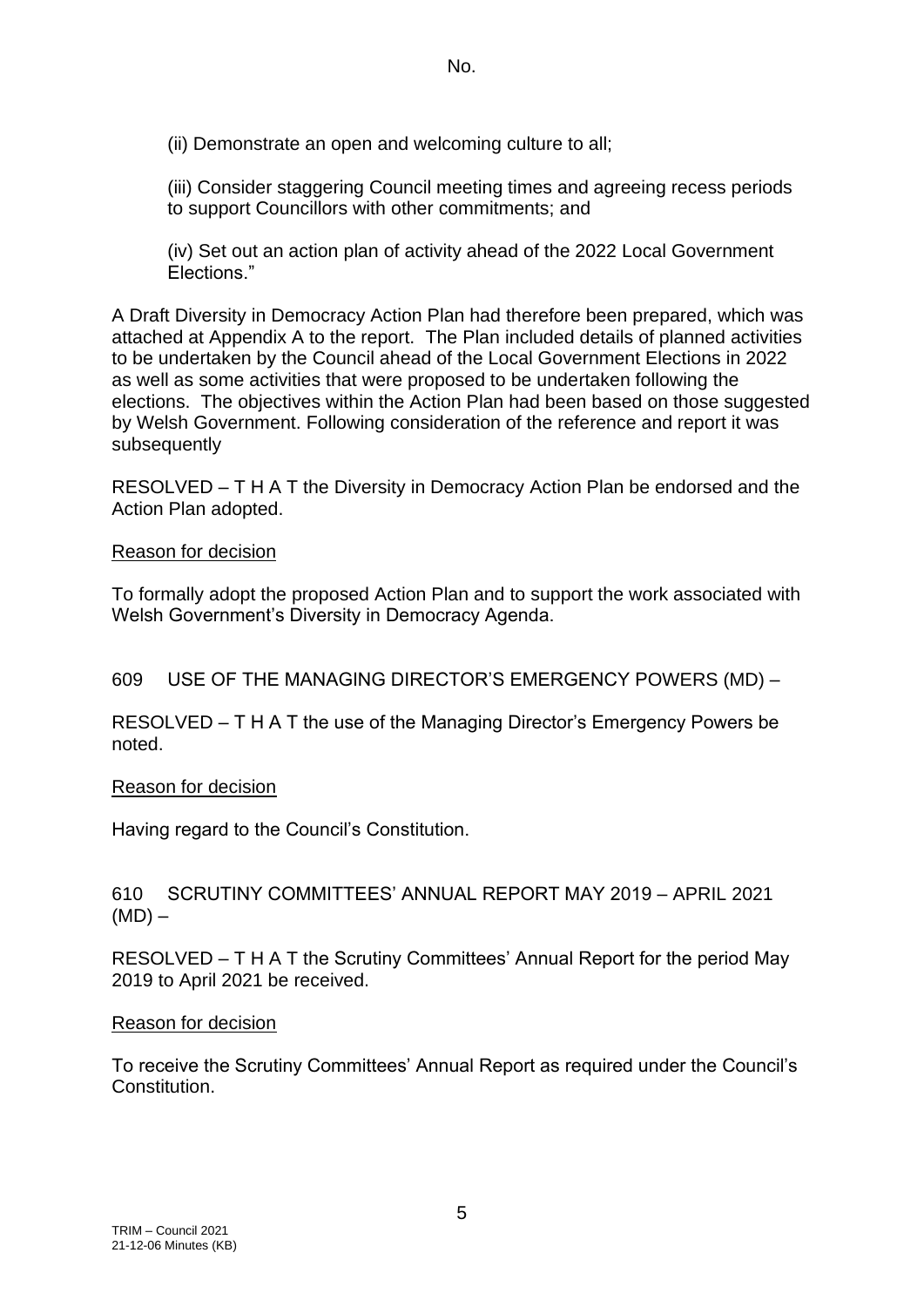(ii) Demonstrate an open and welcoming culture to all;

(iii) Consider staggering Council meeting times and agreeing recess periods to support Councillors with other commitments; and

(iv) Set out an action plan of activity ahead of the 2022 Local Government Elections."

A Draft Diversity in Democracy Action Plan had therefore been prepared, which was attached at Appendix A to the report. The Plan included details of planned activities to be undertaken by the Council ahead of the Local Government Elections in 2022 as well as some activities that were proposed to be undertaken following the elections. The objectives within the Action Plan had been based on those suggested by Welsh Government. Following consideration of the reference and report it was subsequently

RESOLVED – T H A T the Diversity in Democracy Action Plan be endorsed and the Action Plan adopted.

Reason for decision

To formally adopt the proposed Action Plan and to support the work associated with Welsh Government's Diversity in Democracy Agenda.

609 USE OF THE MANAGING DIRECTOR'S EMERGENCY POWERS (MD) –

RESOLVED – T H A T the use of the Managing Director's Emergency Powers be noted.

Reason for decision

Having regard to the Council's Constitution.

610 SCRUTINY COMMITTEES' ANNUAL REPORT MAY 2019 – APRIL 2021 (MD) –

RESOLVED – T H A T the Scrutiny Committees' Annual Report for the period May 2019 to April 2021 be received.

Reason for decision

To receive the Scrutiny Committees' Annual Report as required under the Council's Constitution.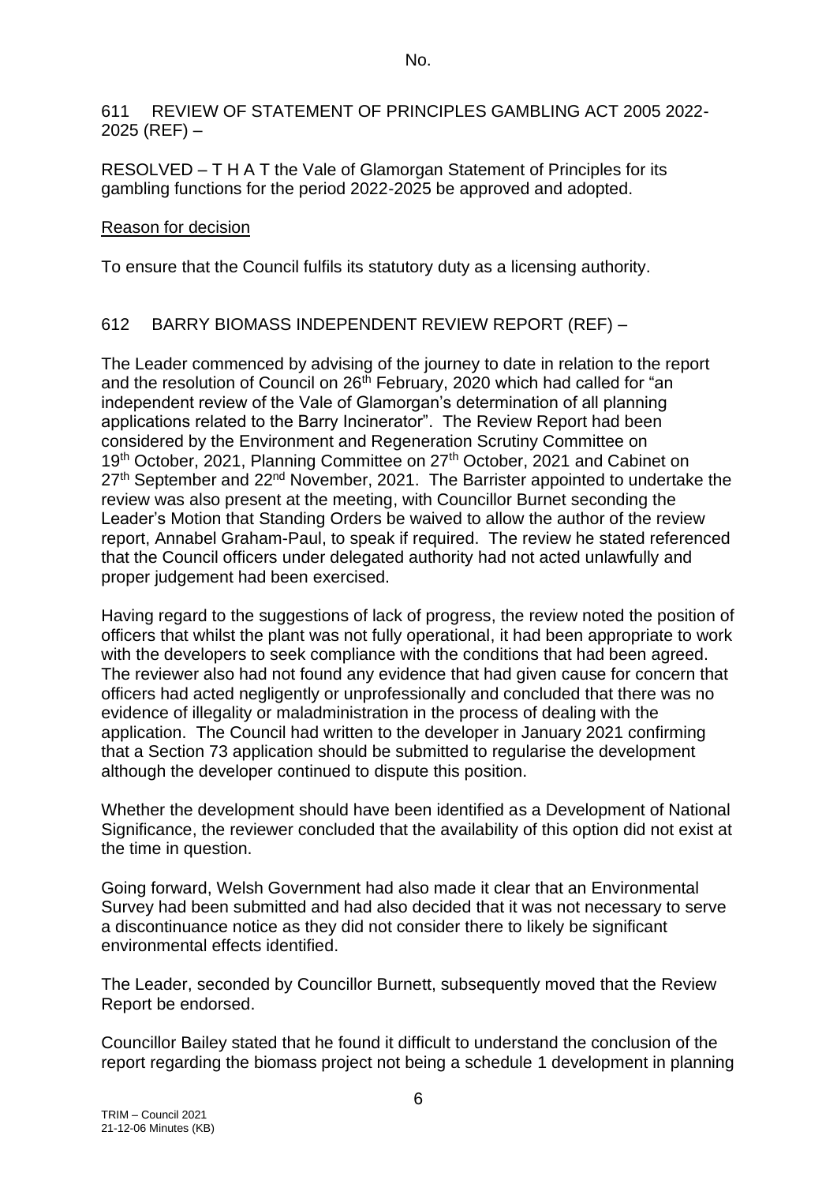611 REVIEW OF STATEMENT OF PRINCIPLES GAMBLING ACT 2005 2022-2025 (REF) –

RESOLVED – T H A T the Vale of Glamorgan Statement of Principles for its gambling functions for the period 2022-2025 be approved and adopted.

Reason for decision

To ensure that the Council fulfils its statutory duty as a licensing authority.

612 BARRY BIOMASS INDEPENDENT REVIEW REPORT (REF) –

The Leader commenced by advising of the journey to date in relation to the report and the resolution of Council on 26th February, 2020 which had called for "an independent review of the Vale of Glamorgan's determination of all planning applications related to the Barry Incinerator". The Review Report had been considered by the Environment and Regeneration Scrutiny Committee on 19th October, 2021, Planning Committee on 27th October, 2021 and Cabinet on 27th September and 22nd November, 2021. The Barrister appointed to undertake the review was also present at the meeting, with Councillor Burnet seconding the Leader's Motion that Standing Orders be waived to allow the author of the review report, Annabel Graham-Paul, to speak if required. The review he stated referenced that the Council officers under delegated authority had not acted unlawfully and proper judgement had been exercised.

Having regard to the suggestions of lack of progress, the review noted the position of officers that whilst the plant was not fully operational, it had been appropriate to work with the developers to seek compliance with the conditions that had been agreed. The reviewer also had not found any evidence that had given cause for concern that officers had acted negligently or unprofessionally and concluded that there was no evidence of illegality or maladministration in the process of dealing with the application. The Council had written to the developer in January 2021 confirming that a Section 73 application should be submitted to regularise the development although the developer continued to dispute this position.

Whether the development should have been identified as a Development of National Significance, the reviewer concluded that the availability of this option did not exist at the time in question.

Going forward, Welsh Government had also made it clear that an Environmental Survey had been submitted and had also decided that it was not necessary to serve a discontinuance notice as they did not consider there to likely be significant environmental effects identified.

The Leader, seconded by Councillor Burnett, subsequently moved that the Review Report be endorsed.

Councillor Bailey stated that he found it difficult to understand the conclusion of the report regarding the biomass project not being a schedule 1 development in planning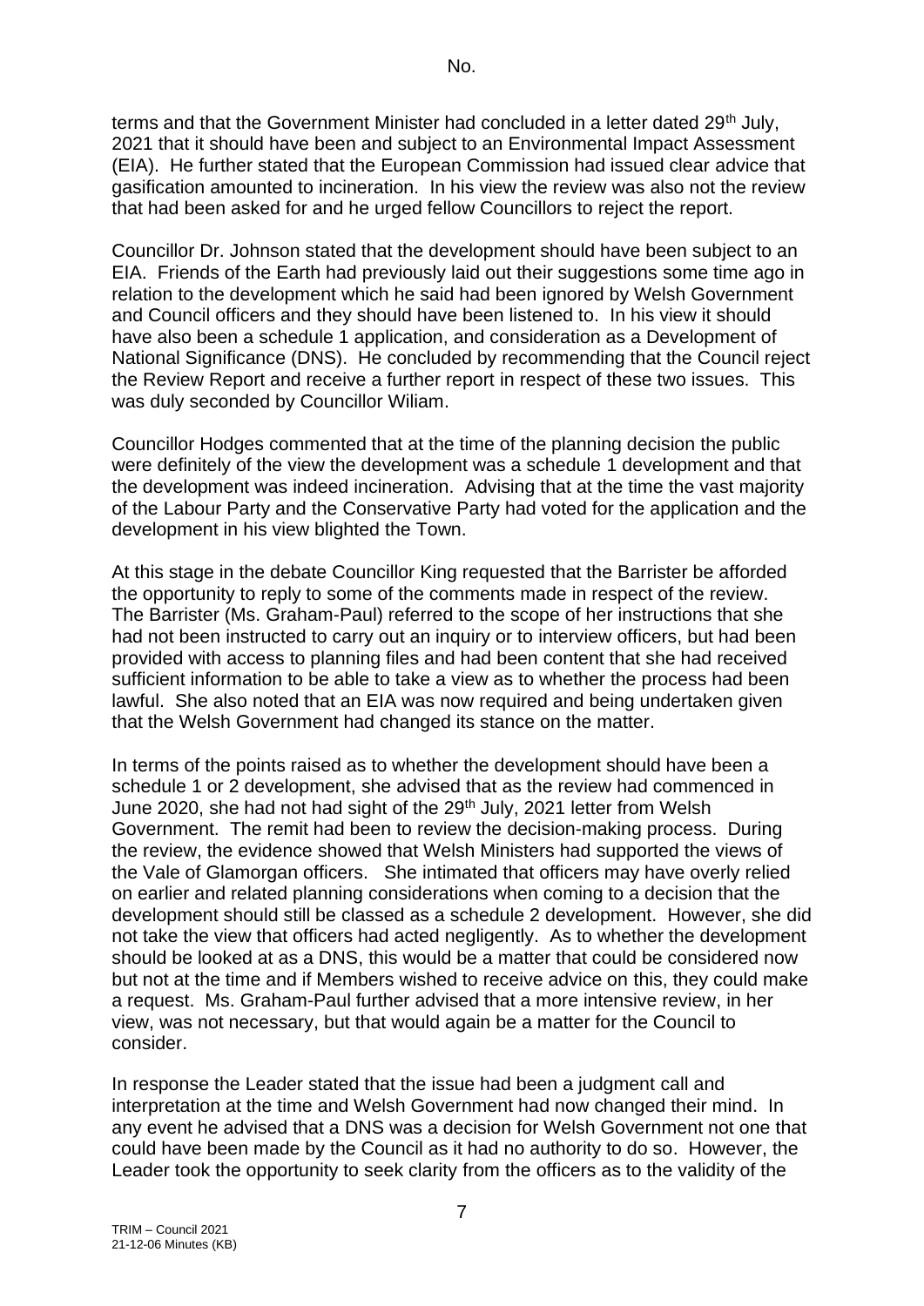terms and that the Government Minister had concluded in a letter dated 29th July, 2021 that it should have been and subject to an Environmental Impact Assessment (EIA). He further stated that the European Commission had issued clear advice that gasification amounted to incineration. In his view the review was also not the review that had been asked for and he urged fellow Councillors to reject the report.

Councillor Dr. Johnson stated that the development should have been subject to an EIA. Friends of the Earth had previously laid out their suggestions some time ago in relation to the development which he said had been ignored by Welsh Government and Council officers and they should have been listened to. In his view it should have also been a schedule 1 application, and consideration as a Development of National Significance (DNS). He concluded by recommending that the Council reject the Review Report and receive a further report in respect of these two issues. This was duly seconded by Councillor Wiliam.

Councillor Hodges commented that at the time of the planning decision the public were definitely of the view the development was a schedule 1 development and that the development was indeed incineration. Advising that at the time the vast majority of the Labour Party and the Conservative Party had voted for the application and the development in his view blighted the Town.

At this stage in the debate Councillor King requested that the Barrister be afforded the opportunity to reply to some of the comments made in respect of the review. The Barrister (Ms. Graham-Paul) referred to the scope of her instructions that she had not been instructed to carry out an inquiry or to interview officers, but had been provided with access to planning files and had been content that she had received sufficient information to be able to take a view as to whether the process had been lawful. She also noted that an EIA was now required and being undertaken given that the Welsh Government had changed its stance on the matter.

In terms of the points raised as to whether the development should have been a schedule 1 or 2 development, she advised that as the review had commenced in June 2020, she had not had sight of the 29th July, 2021 letter from Welsh Government. The remit had been to review the decision-making process. During the review, the evidence showed that Welsh Ministers had supported the views of the Vale of Glamorgan officers. She intimated that officers may have overly relied on earlier and related planning considerations when coming to a decision that the development should still be classed as a schedule 2 development. However, she did not take the view that officers had acted negligently. As to whether the development should be looked at as a DNS, this would be a matter that could be considered now but not at the time and if Members wished to receive advice on this, they could make a request. Ms. Graham-Paul further advised that a more intensive review, in her view, was not necessary, but that would again be a matter for the Council to consider.

In response the Leader stated that the issue had been a judgment call and interpretation at the time and Welsh Government had now changed their mind. In any event he advised that a DNS was a decision for Welsh Government not one that could have been made by the Council as it had no authority to do so. However, the Leader took the opportunity to seek clarity from the officers as to the validity of the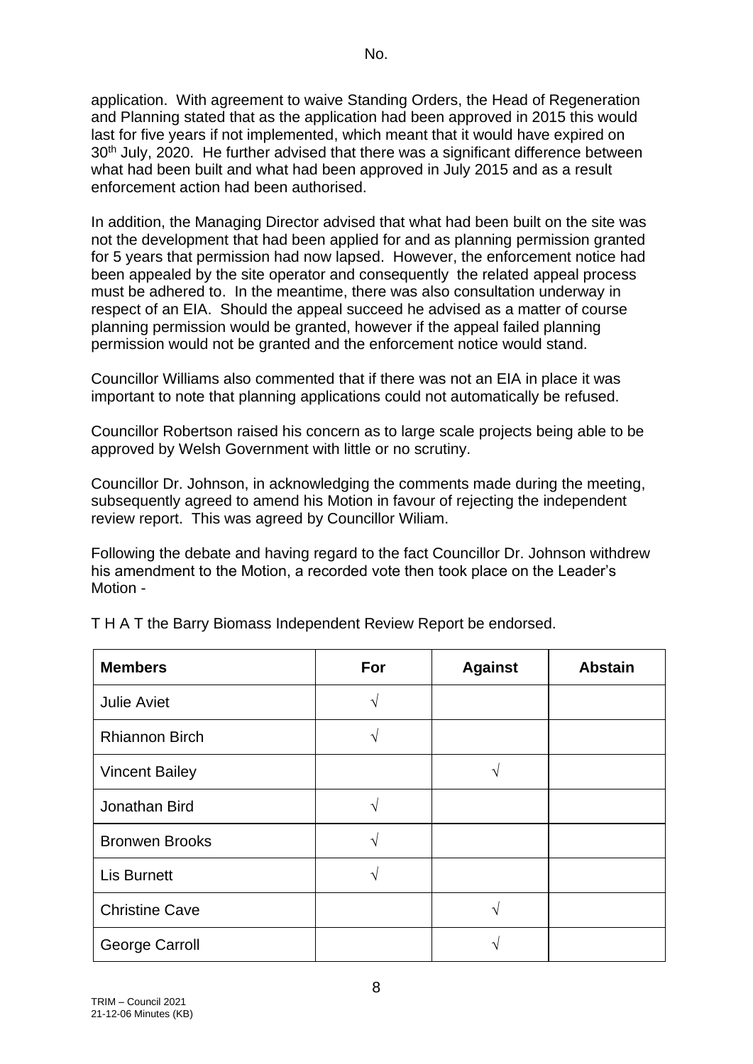application. With agreement to waive Standing Orders, the Head of Regeneration and Planning stated that as the application had been approved in 2015 this would last for five years if not implemented, which meant that it would have expired on 30th July, 2020. He further advised that there was a significant difference between what had been built and what had been approved in July 2015 and as a result enforcement action had been authorised.

In addition, the Managing Director advised that what had been built on the site was not the development that had been applied for and as planning permission granted for 5 years that permission had now lapsed. However, the enforcement notice had been appealed by the site operator and consequently the related appeal process must be adhered to. In the meantime, there was also consultation underway in respect of an EIA. Should the appeal succeed he advised as a matter of course planning permission would be granted, however if the appeal failed planning permission would not be granted and the enforcement notice would stand.

Councillor Williams also commented that if there was not an EIA in place it was important to note that planning applications could not automatically be refused.

Councillor Robertson raised his concern as to large scale projects being able to be approved by Welsh Government with little or no scrutiny.

Councillor Dr. Johnson, in acknowledging the comments made during the meeting, subsequently agreed to amend his Motion in favour of rejecting the independent review report. This was agreed by Councillor Wiliam.

Following the debate and having regard to the fact Councillor Dr. Johnson withdrew his amendment to the Motion, a recorded vote then took place on the Leader's Motion -

T H A T the Barry Biomass Independent Review Report be endorsed.

| Members | For | Against | Abstain |
|---|---|---|---|
| Julie Aviet | √ | | |
| Rhiannon Birch | √ | | |
| Vincent Bailey | | √ | |
| Jonathan Bird | √ | | |
| Bronwen Brooks | √ | | |
| Lis Burnett | √ | | |
| Christine Cave | | √ | |
| George Carroll | | √ | |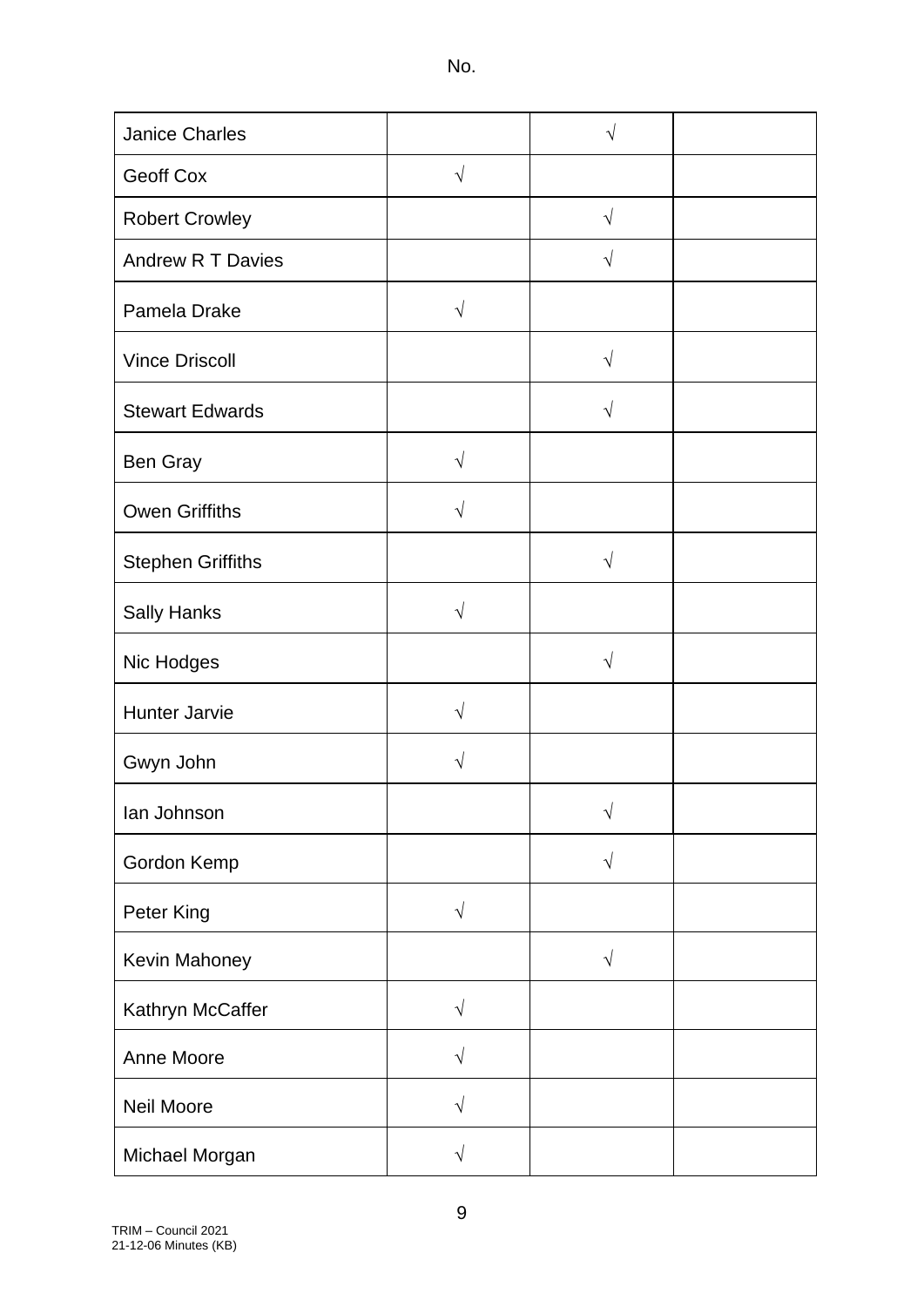No.

| | | | |
|---|---|---|---|
| Janice Charles | | √ | |
| Geoff Cox | √ | | |
| Robert Crowley | | √ | |
| Andrew R T Davies | | √ | |
| Pamela Drake | √ | | |
| Vince Driscoll | | √ | |
| Stewart Edwards | | √ | |
| Ben Gray | √ | | |
| Owen Griffiths | √ | | |
| Stephen Griffiths | | √ | |
| Sally Hanks | √ | | |
| Nic Hodges | | √ | |
| Hunter Jarvie | √ | | |
| Gwyn John | √ | | |
| Ian Johnson | | √ | |
| Gordon Kemp | | √ | |
| Peter King | √ | | |
| Kevin Mahoney | | √ | |
| Kathryn McCaffer | √ | | |
| Anne Moore | √ | | |
| Neil Moore | √ | | |
| Michael Morgan | √ | | |

TRIM – Council 2021
21-12-06 Minutes (KB)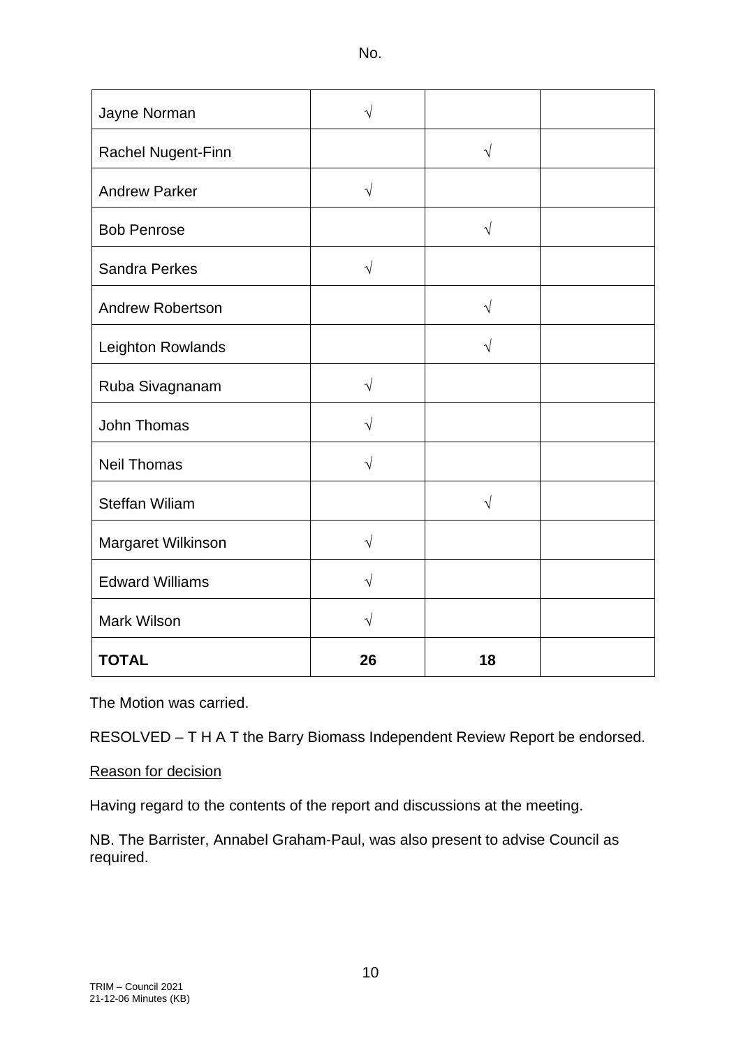No.

| | | | |
|---|---|---|---|
| Jayne Norman | √ | | |
| Rachel Nugent-Finn | | √ | |
| Andrew Parker | √ | | |
| Bob Penrose | | √ | |
| Sandra Perkes | √ | | |
| Andrew Robertson | | √ | |
| Leighton Rowlands | | √ | |
| Ruba Sivagnanam | √ | | |
| John Thomas | √ | | |
| Neil Thomas | √ | | |
| Steffan Wiliam | | √ | |
| Margaret Wilkinson | √ | | |
| Edward Williams | √ | | |
| Mark Wilson | √ | | |
| **TOTAL** | **26** | **18** | |

The Motion was carried.

RESOLVED – T H A T the Barry Biomass Independent Review Report be endorsed.

Reason for decision

Having regard to the contents of the report and discussions at the meeting.

NB. The Barrister, Annabel Graham-Paul, was also present to advise Council as required.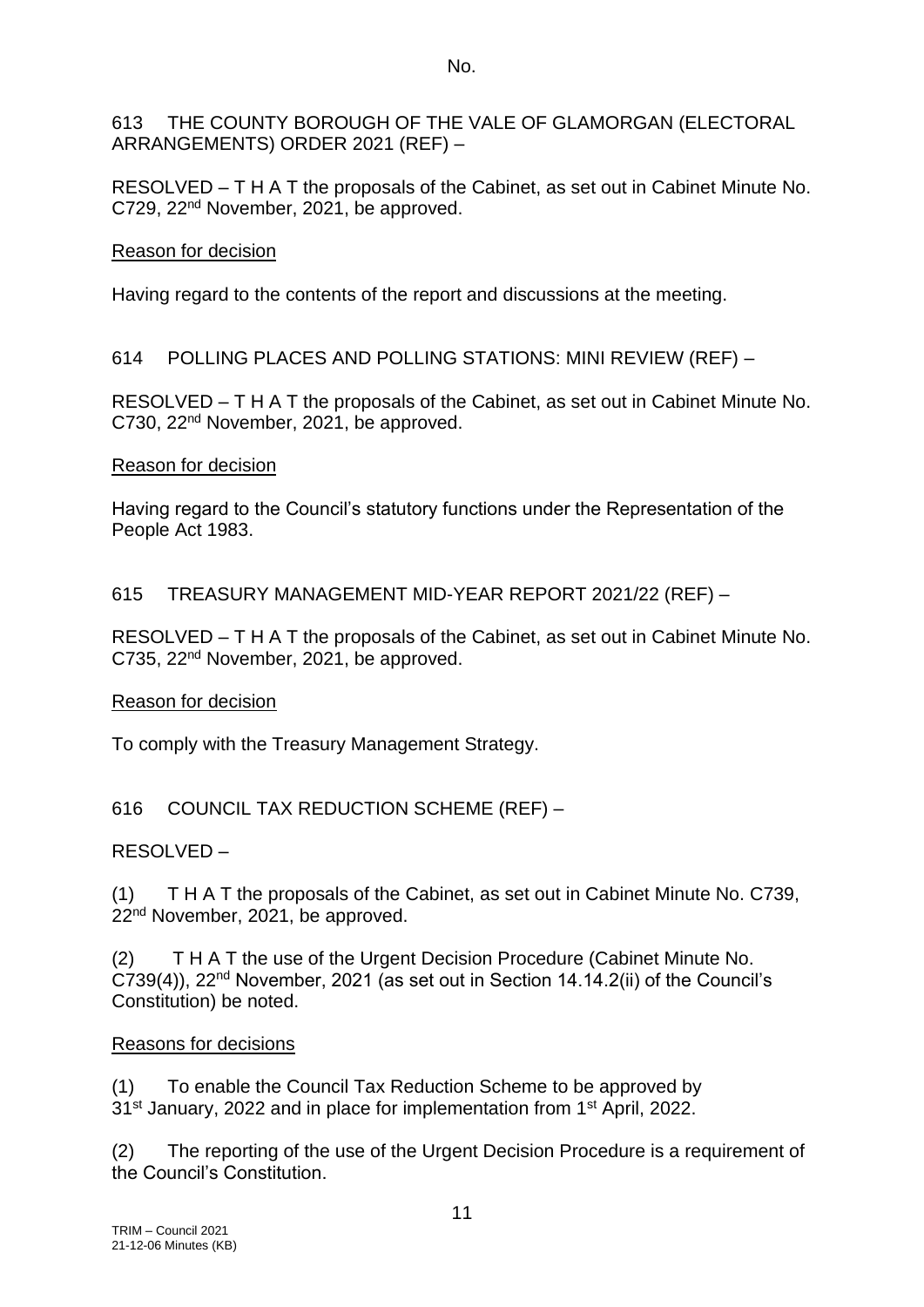613 THE COUNTY BOROUGH OF THE VALE OF GLAMORGAN (ELECTORAL ARRANGEMENTS) ORDER 2021 (REF) –

RESOLVED – T H A T the proposals of the Cabinet, as set out in Cabinet Minute No. C729, 22nd November, 2021, be approved.

Reason for decision

Having regard to the contents of the report and discussions at the meeting.

614 POLLING PLACES AND POLLING STATIONS: MINI REVIEW (REF) –

RESOLVED – T H A T the proposals of the Cabinet, as set out in Cabinet Minute No. C730, 22nd November, 2021, be approved.

Reason for decision

Having regard to the Council's statutory functions under the Representation of the People Act 1983.

615 TREASURY MANAGEMENT MID-YEAR REPORT 2021/22 (REF) –

RESOLVED – T H A T the proposals of the Cabinet, as set out in Cabinet Minute No. C735, 22nd November, 2021, be approved.

Reason for decision

To comply with the Treasury Management Strategy.

616 COUNCIL TAX REDUCTION SCHEME (REF) –

RESOLVED –

(1) T H A T the proposals of the Cabinet, as set out in Cabinet Minute No. C739, 22nd November, 2021, be approved.

(2) T H A T the use of the Urgent Decision Procedure (Cabinet Minute No. C739(4)), 22nd November, 2021 (as set out in Section 14.14.2(ii) of the Council's Constitution) be noted.

Reasons for decisions

(1) To enable the Council Tax Reduction Scheme to be approved by 31st January, 2022 and in place for implementation from 1st April, 2022.

(2) The reporting of the use of the Urgent Decision Procedure is a requirement of the Council's Constitution.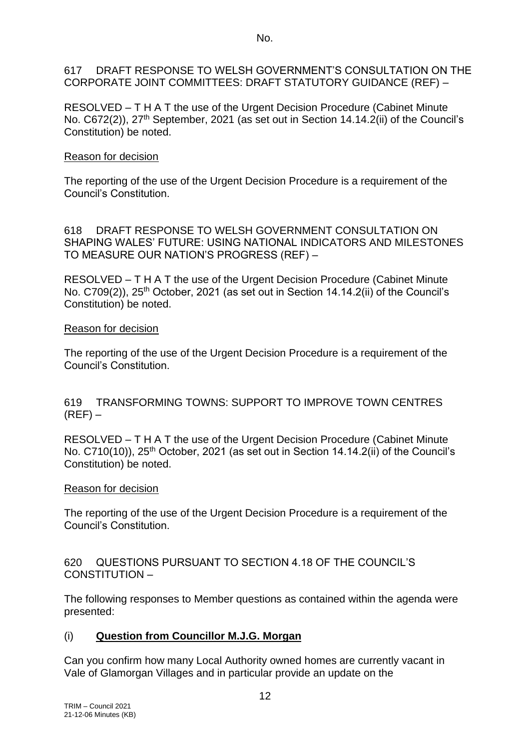617 DRAFT RESPONSE TO WELSH GOVERNMENT'S CONSULTATION ON THE CORPORATE JOINT COMMITTEES: DRAFT STATUTORY GUIDANCE (REF) –

RESOLVED – T H A T the use of the Urgent Decision Procedure (Cabinet Minute No. C672(2)), 27th September, 2021 (as set out in Section 14.14.2(ii) of the Council's Constitution) be noted.

Reason for decision

The reporting of the use of the Urgent Decision Procedure is a requirement of the Council's Constitution.

618 DRAFT RESPONSE TO WELSH GOVERNMENT CONSULTATION ON SHAPING WALES' FUTURE: USING NATIONAL INDICATORS AND MILESTONES TO MEASURE OUR NATION'S PROGRESS (REF) –

RESOLVED – T H A T the use of the Urgent Decision Procedure (Cabinet Minute No. C709(2)), 25th October, 2021 (as set out in Section 14.14.2(ii) of the Council's Constitution) be noted.

Reason for decision

The reporting of the use of the Urgent Decision Procedure is a requirement of the Council's Constitution.

619 TRANSFORMING TOWNS: SUPPORT TO IMPROVE TOWN CENTRES (REF) –

RESOLVED – T H A T the use of the Urgent Decision Procedure (Cabinet Minute No. C710(10)), 25th October, 2021 (as set out in Section 14.14.2(ii) of the Council's Constitution) be noted.

Reason for decision

The reporting of the use of the Urgent Decision Procedure is a requirement of the Council's Constitution.

620 QUESTIONS PURSUANT TO SECTION 4.18 OF THE COUNCIL'S CONSTITUTION –

The following responses to Member questions as contained within the agenda were presented:

(i) **Question from Councillor M.J.G. Morgan**

Can you confirm how many Local Authority owned homes are currently vacant in Vale of Glamorgan Villages and in particular provide an update on the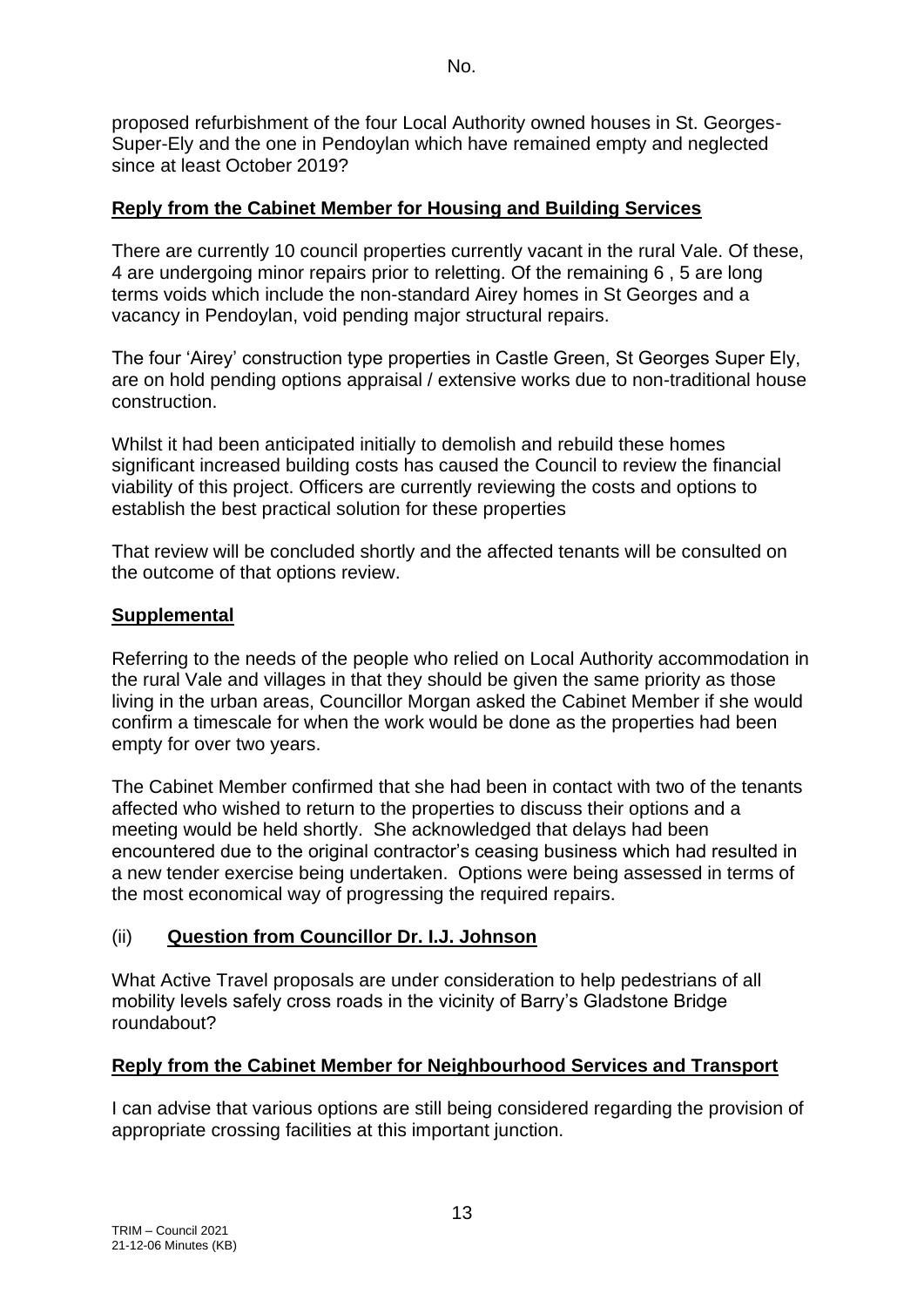proposed refurbishment of the four Local Authority owned houses in St. Georges-Super-Ely and the one in Pendoylan which have remained empty and neglected since at least October 2019?

**Reply from the Cabinet Member for Housing and Building Services**

There are currently 10 council properties currently vacant in the rural Vale. Of these, 4 are undergoing minor repairs prior to reletting. Of the remaining 6 , 5 are long terms voids which include the non-standard Airey homes in St Georges and a vacancy in Pendoylan, void pending major structural repairs.

The four 'Airey' construction type properties in Castle Green, St Georges Super Ely, are on hold pending options appraisal / extensive works due to non-traditional house construction.

Whilst it had been anticipated initially to demolish and rebuild these homes significant increased building costs has caused the Council to review the financial viability of this project. Officers are currently reviewing the costs and options to establish the best practical solution for these properties

That review will be concluded shortly and the affected tenants will be consulted on the outcome of that options review.

**Supplemental**

Referring to the needs of the people who relied on Local Authority accommodation in the rural Vale and villages in that they should be given the same priority as those living in the urban areas, Councillor Morgan asked the Cabinet Member if she would confirm a timescale for when the work would be done as the properties had been empty for over two years.

The Cabinet Member confirmed that she had been in contact with two of the tenants affected who wished to return to the properties to discuss their options and a meeting would be held shortly. She acknowledged that delays had been encountered due to the original contractor's ceasing business which had resulted in a new tender exercise being undertaken. Options were being assessed in terms of the most economical way of progressing the required repairs.

(ii) **Question from Councillor Dr. I.J. Johnson**

What Active Travel proposals are under consideration to help pedestrians of all mobility levels safely cross roads in the vicinity of Barry's Gladstone Bridge roundabout?

**Reply from the Cabinet Member for Neighbourhood Services and Transport**

I can advise that various options are still being considered regarding the provision of appropriate crossing facilities at this important junction.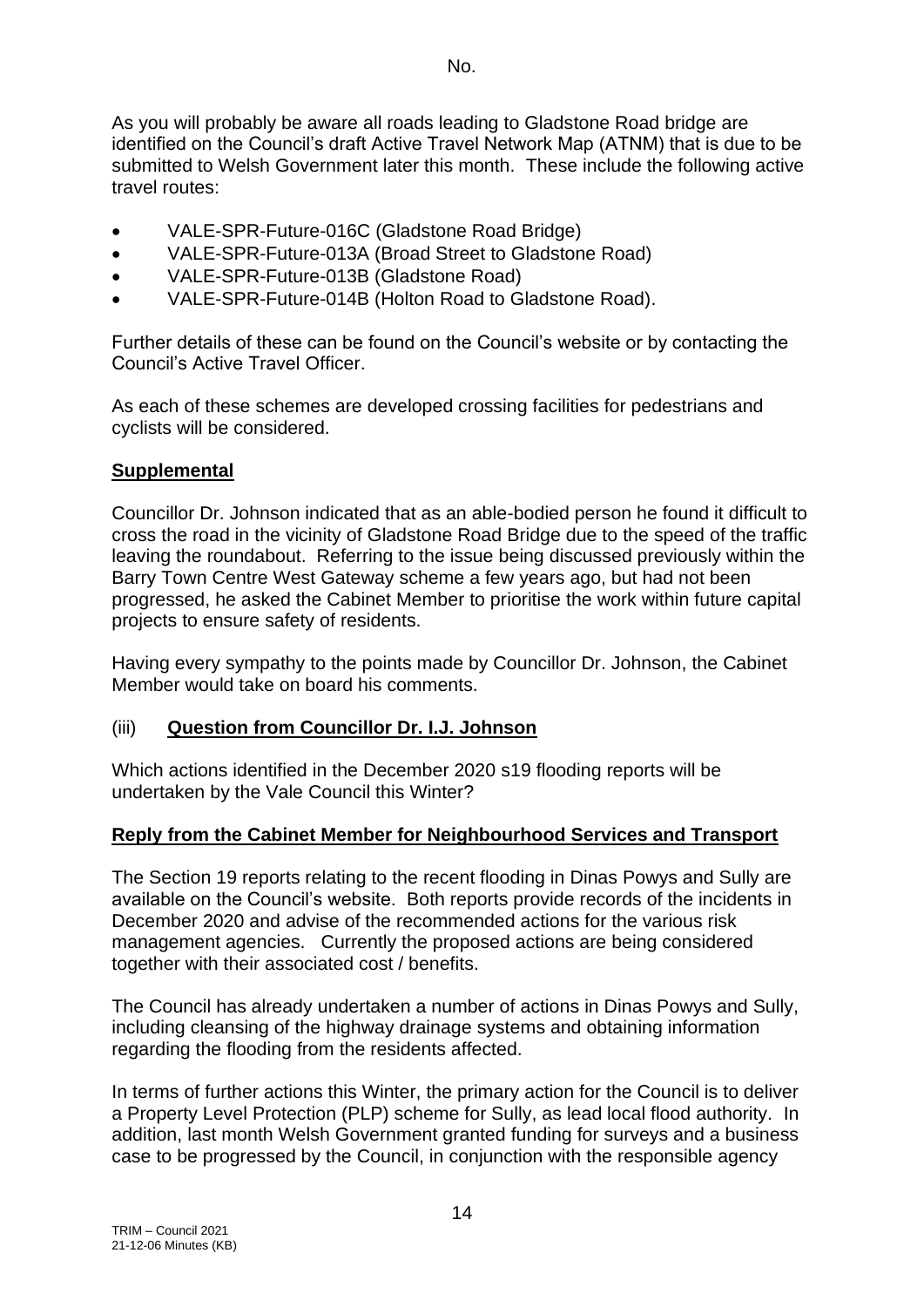No.

As you will probably be aware all roads leading to Gladstone Road bridge are identified on the Council's draft Active Travel Network Map (ATNM) that is due to be submitted to Welsh Government later this month. These include the following active travel routes:

- VALE-SPR-Future-016C (Gladstone Road Bridge)
- VALE-SPR-Future-013A (Broad Street to Gladstone Road)
- VALE-SPR-Future-013B (Gladstone Road)
- VALE-SPR-Future-014B (Holton Road to Gladstone Road).

Further details of these can be found on the Council's website or by contacting the Council's Active Travel Officer.

As each of these schemes are developed crossing facilities for pedestrians and cyclists will be considered.

**Supplemental**

Councillor Dr. Johnson indicated that as an able-bodied person he found it difficult to cross the road in the vicinity of Gladstone Road Bridge due to the speed of the traffic leaving the roundabout. Referring to the issue being discussed previously within the Barry Town Centre West Gateway scheme a few years ago, but had not been progressed, he asked the Cabinet Member to prioritise the work within future capital projects to ensure safety of residents.

Having every sympathy to the points made by Councillor Dr. Johnson, the Cabinet Member would take on board his comments.

(iii) **Question from Councillor Dr. I.J. Johnson**

Which actions identified in the December 2020 s19 flooding reports will be undertaken by the Vale Council this Winter?

**Reply from the Cabinet Member for Neighbourhood Services and Transport**

The Section 19 reports relating to the recent flooding in Dinas Powys and Sully are available on the Council's website. Both reports provide records of the incidents in December 2020 and advise of the recommended actions for the various risk management agencies. Currently the proposed actions are being considered together with their associated cost / benefits.

The Council has already undertaken a number of actions in Dinas Powys and Sully, including cleansing of the highway drainage systems and obtaining information regarding the flooding from the residents affected.

In terms of further actions this Winter, the primary action for the Council is to deliver a Property Level Protection (PLP) scheme for Sully, as lead local flood authority. In addition, last month Welsh Government granted funding for surveys and a business case to be progressed by the Council, in conjunction with the responsible agency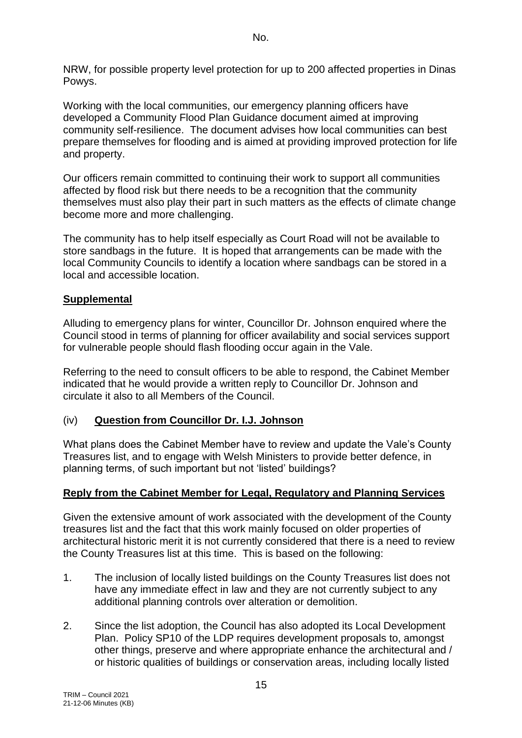NRW, for possible property level protection for up to 200 affected properties in Dinas Powys.

Working with the local communities, our emergency planning officers have developed a Community Flood Plan Guidance document aimed at improving community self-resilience. The document advises how local communities can best prepare themselves for flooding and is aimed at providing improved protection for life and property.

Our officers remain committed to continuing their work to support all communities affected by flood risk but there needs to be a recognition that the community themselves must also play their part in such matters as the effects of climate change become more and more challenging.

The community has to help itself especially as Court Road will not be available to store sandbags in the future. It is hoped that arrangements can be made with the local Community Councils to identify a location where sandbags can be stored in a local and accessible location.

**Supplemental**

Alluding to emergency plans for winter, Councillor Dr. Johnson enquired where the Council stood in terms of planning for officer availability and social services support for vulnerable people should flash flooding occur again in the Vale.

Referring to the need to consult officers to be able to respond, the Cabinet Member indicated that he would provide a written reply to Councillor Dr. Johnson and circulate it also to all Members of the Council.

(iv) **Question from Councillor Dr. I.J. Johnson**

What plans does the Cabinet Member have to review and update the Vale's County Treasures list, and to engage with Welsh Ministers to provide better defence, in planning terms, of such important but not 'listed' buildings?

**Reply from the Cabinet Member for Legal, Regulatory and Planning Services**

Given the extensive amount of work associated with the development of the County treasures list and the fact that this work mainly focused on older properties of architectural historic merit it is not currently considered that there is a need to review the County Treasures list at this time. This is based on the following:

1. The inclusion of locally listed buildings on the County Treasures list does not have any immediate effect in law and they are not currently subject to any additional planning controls over alteration or demolition.
2. Since the list adoption, the Council has also adopted its Local Development Plan. Policy SP10 of the LDP requires development proposals to, amongst other things, preserve and where appropriate enhance the architectural and / or historic qualities of buildings or conservation areas, including locally listed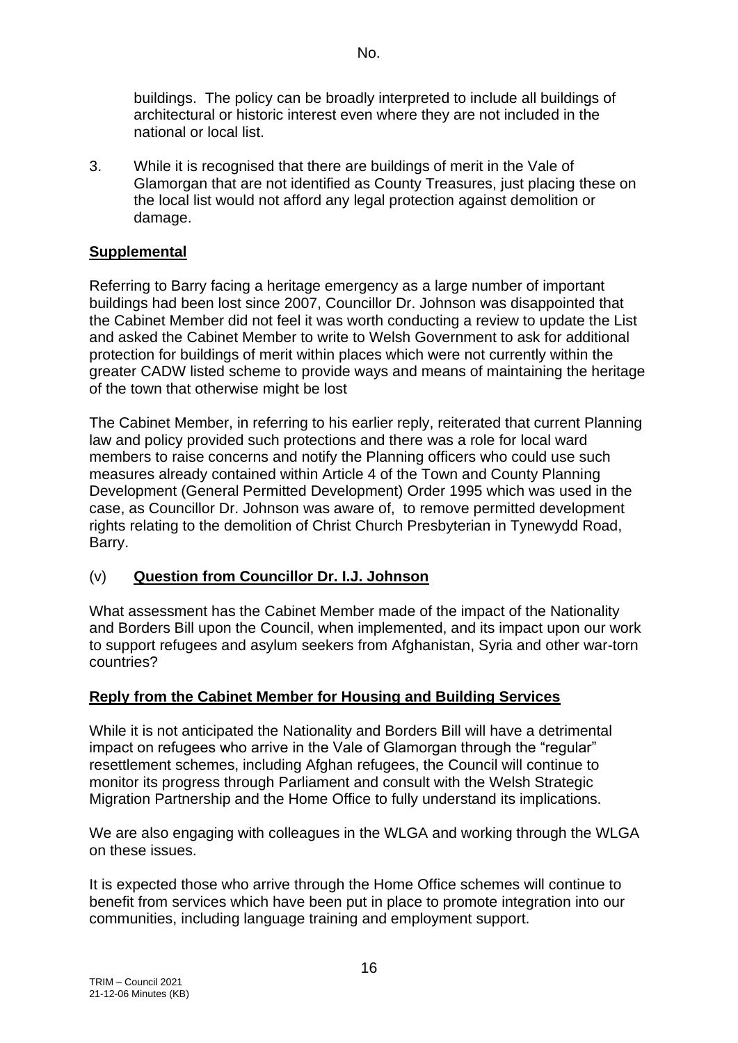buildings. The policy can be broadly interpreted to include all buildings of architectural or historic interest even where they are not included in the national or local list.

3. While it is recognised that there are buildings of merit in the Vale of Glamorgan that are not identified as County Treasures, just placing these on the local list would not afford any legal protection against demolition or damage.

**Supplemental**

Referring to Barry facing a heritage emergency as a large number of important buildings had been lost since 2007, Councillor Dr. Johnson was disappointed that the Cabinet Member did not feel it was worth conducting a review to update the List and asked the Cabinet Member to write to Welsh Government to ask for additional protection for buildings of merit within places which were not currently within the greater CADW listed scheme to provide ways and means of maintaining the heritage of the town that otherwise might be lost

The Cabinet Member, in referring to his earlier reply, reiterated that current Planning law and policy provided such protections and there was a role for local ward members to raise concerns and notify the Planning officers who could use such measures already contained within Article 4 of the Town and County Planning Development (General Permitted Development) Order 1995 which was used in the case, as Councillor Dr. Johnson was aware of, to remove permitted development rights relating to the demolition of Christ Church Presbyterian in Tynewydd Road, Barry.

(v) **Question from Councillor Dr. I.J. Johnson**

What assessment has the Cabinet Member made of the impact of the Nationality and Borders Bill upon the Council, when implemented, and its impact upon our work to support refugees and asylum seekers from Afghanistan, Syria and other war-torn countries?

**Reply from the Cabinet Member for Housing and Building Services**

While it is not anticipated the Nationality and Borders Bill will have a detrimental impact on refugees who arrive in the Vale of Glamorgan through the "regular" resettlement schemes, including Afghan refugees, the Council will continue to monitor its progress through Parliament and consult with the Welsh Strategic Migration Partnership and the Home Office to fully understand its implications.

We are also engaging with colleagues in the WLGA and working through the WLGA on these issues.

It is expected those who arrive through the Home Office schemes will continue to benefit from services which have been put in place to promote integration into our communities, including language training and employment support.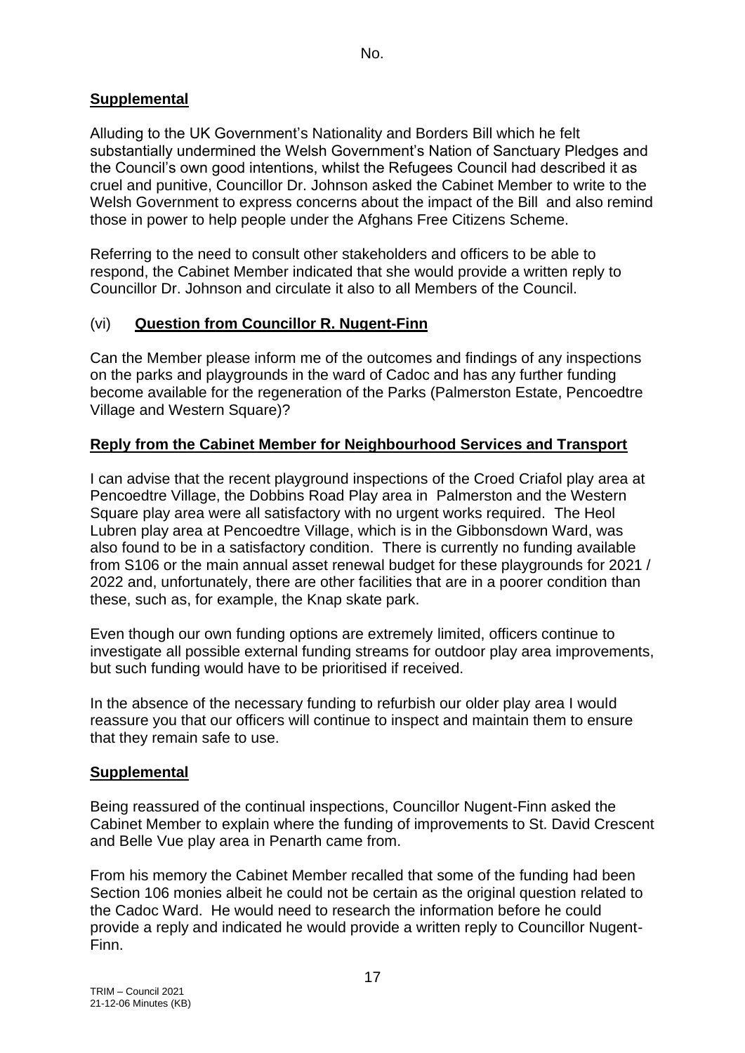**Supplemental**

Alluding to the UK Government's Nationality and Borders Bill which he felt substantially undermined the Welsh Government's Nation of Sanctuary Pledges and the Council's own good intentions, whilst the Refugees Council had described it as cruel and punitive, Councillor Dr. Johnson asked the Cabinet Member to write to the Welsh Government to express concerns about the impact of the Bill and also remind those in power to help people under the Afghans Free Citizens Scheme.

Referring to the need to consult other stakeholders and officers to be able to respond, the Cabinet Member indicated that she would provide a written reply to Councillor Dr. Johnson and circulate it also to all Members of the Council.

(vi) **Question from Councillor R. Nugent-Finn**

Can the Member please inform me of the outcomes and findings of any inspections on the parks and playgrounds in the ward of Cadoc and has any further funding become available for the regeneration of the Parks (Palmerston Estate, Pencoedtre Village and Western Square)?

**Reply from the Cabinet Member for Neighbourhood Services and Transport**

I can advise that the recent playground inspections of the Croed Criafol play area at Pencoedtre Village, the Dobbins Road Play area in Palmerston and the Western Square play area were all satisfactory with no urgent works required. The Heol Lubren play area at Pencoedtre Village, which is in the Gibbonsdown Ward, was also found to be in a satisfactory condition. There is currently no funding available from S106 or the main annual asset renewal budget for these playgrounds for 2021 / 2022 and, unfortunately, there are other facilities that are in a poorer condition than these, such as, for example, the Knap skate park.

Even though our own funding options are extremely limited, officers continue to investigate all possible external funding streams for outdoor play area improvements, but such funding would have to be prioritised if received.

In the absence of the necessary funding to refurbish our older play area I would reassure you that our officers will continue to inspect and maintain them to ensure that they remain safe to use.

**Supplemental**

Being reassured of the continual inspections, Councillor Nugent-Finn asked the Cabinet Member to explain where the funding of improvements to St. David Crescent and Belle Vue play area in Penarth came from.

From his memory the Cabinet Member recalled that some of the funding had been Section 106 monies albeit he could not be certain as the original question related to the Cadoc Ward. He would need to research the information before he could provide a reply and indicated he would provide a written reply to Councillor Nugent-Finn.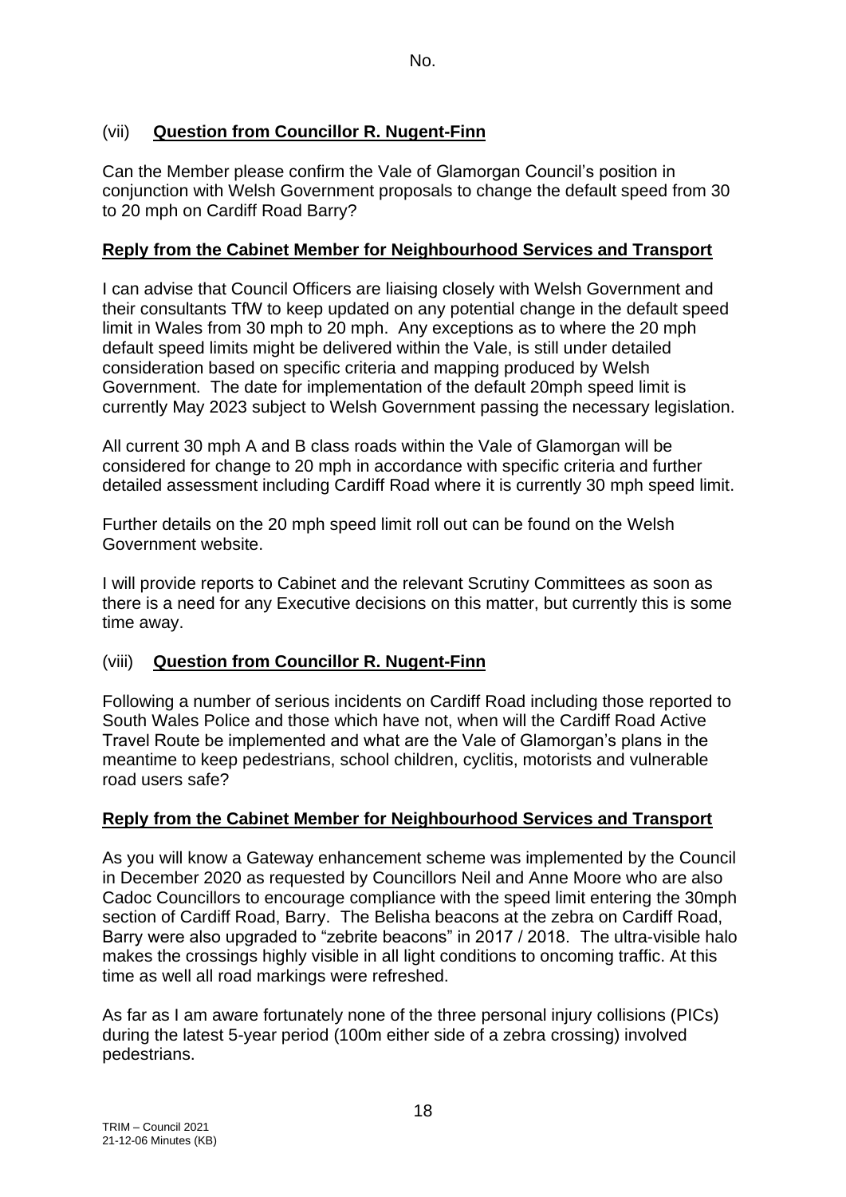No.

(vii) **Question from Councillor R. Nugent-Finn**

Can the Member please confirm the Vale of Glamorgan Council's position in conjunction with Welsh Government proposals to change the default speed from 30 to 20 mph on Cardiff Road Barry?

**Reply from the Cabinet Member for Neighbourhood Services and Transport**

I can advise that Council Officers are liaising closely with Welsh Government and their consultants TfW to keep updated on any potential change in the default speed limit in Wales from 30 mph to 20 mph. Any exceptions as to where the 20 mph default speed limits might be delivered within the Vale, is still under detailed consideration based on specific criteria and mapping produced by Welsh Government. The date for implementation of the default 20mph speed limit is currently May 2023 subject to Welsh Government passing the necessary legislation.

All current 30 mph A and B class roads within the Vale of Glamorgan will be considered for change to 20 mph in accordance with specific criteria and further detailed assessment including Cardiff Road where it is currently 30 mph speed limit.

Further details on the 20 mph speed limit roll out can be found on the Welsh Government website.

I will provide reports to Cabinet and the relevant Scrutiny Committees as soon as there is a need for any Executive decisions on this matter, but currently this is some time away.

(viii) **Question from Councillor R. Nugent-Finn**

Following a number of serious incidents on Cardiff Road including those reported to South Wales Police and those which have not, when will the Cardiff Road Active Travel Route be implemented and what are the Vale of Glamorgan's plans in the meantime to keep pedestrians, school children, cyclitis, motorists and vulnerable road users safe?

**Reply from the Cabinet Member for Neighbourhood Services and Transport**

As you will know a Gateway enhancement scheme was implemented by the Council in December 2020 as requested by Councillors Neil and Anne Moore who are also Cadoc Councillors to encourage compliance with the speed limit entering the 30mph section of Cardiff Road, Barry. The Belisha beacons at the zebra on Cardiff Road, Barry were also upgraded to "zebrite beacons" in 2017 / 2018. The ultra-visible halo makes the crossings highly visible in all light conditions to oncoming traffic. At this time as well all road markings were refreshed.

As far as I am aware fortunately none of the three personal injury collisions (PICs) during the latest 5-year period (100m either side of a zebra crossing) involved pedestrians.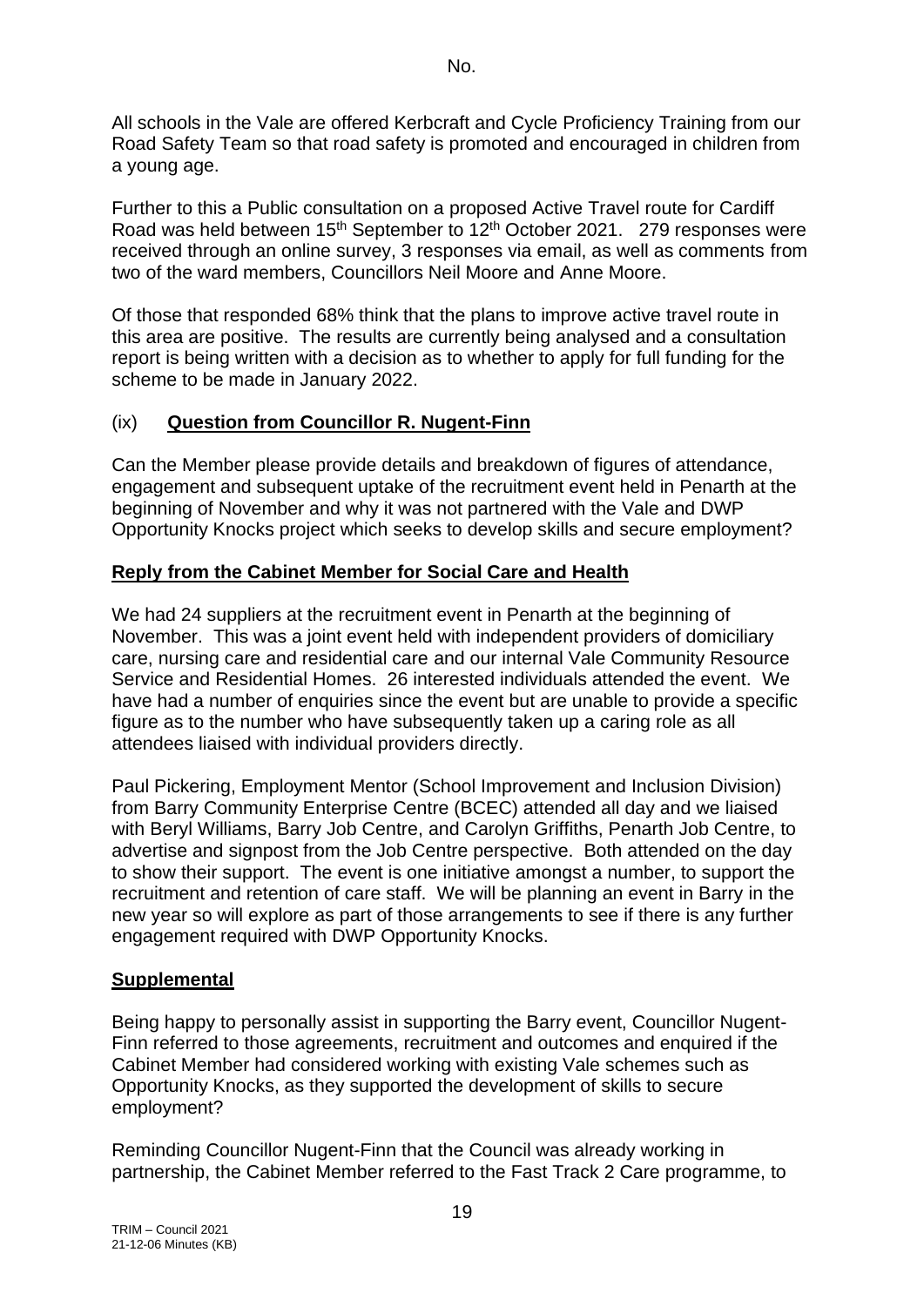No.

All schools in the Vale are offered Kerbcraft and Cycle Proficiency Training from our Road Safety Team so that road safety is promoted and encouraged in children from a young age.

Further to this a Public consultation on a proposed Active Travel route for Cardiff Road was held between 15th September to 12th October 2021. 279 responses were received through an online survey, 3 responses via email, as well as comments from two of the ward members, Councillors Neil Moore and Anne Moore.

Of those that responded 68% think that the plans to improve active travel route in this area are positive. The results are currently being analysed and a consultation report is being written with a decision as to whether to apply for full funding for the scheme to be made in January 2022.

(ix) **Question from Councillor R. Nugent-Finn**

Can the Member please provide details and breakdown of figures of attendance, engagement and subsequent uptake of the recruitment event held in Penarth at the beginning of November and why it was not partnered with the Vale and DWP Opportunity Knocks project which seeks to develop skills and secure employment?

**Reply from the Cabinet Member for Social Care and Health**

We had 24 suppliers at the recruitment event in Penarth at the beginning of November. This was a joint event held with independent providers of domiciliary care, nursing care and residential care and our internal Vale Community Resource Service and Residential Homes. 26 interested individuals attended the event. We have had a number of enquiries since the event but are unable to provide a specific figure as to the number who have subsequently taken up a caring role as all attendees liaised with individual providers directly.

Paul Pickering, Employment Mentor (School Improvement and Inclusion Division) from Barry Community Enterprise Centre (BCEC) attended all day and we liaised with Beryl Williams, Barry Job Centre, and Carolyn Griffiths, Penarth Job Centre, to advertise and signpost from the Job Centre perspective. Both attended on the day to show their support. The event is one initiative amongst a number, to support the recruitment and retention of care staff. We will be planning an event in Barry in the new year so will explore as part of those arrangements to see if there is any further engagement required with DWP Opportunity Knocks.

**Supplemental**

Being happy to personally assist in supporting the Barry event, Councillor Nugent-Finn referred to those agreements, recruitment and outcomes and enquired if the Cabinet Member had considered working with existing Vale schemes such as Opportunity Knocks, as they supported the development of skills to secure employment?

Reminding Councillor Nugent-Finn that the Council was already working in partnership, the Cabinet Member referred to the Fast Track 2 Care programme, to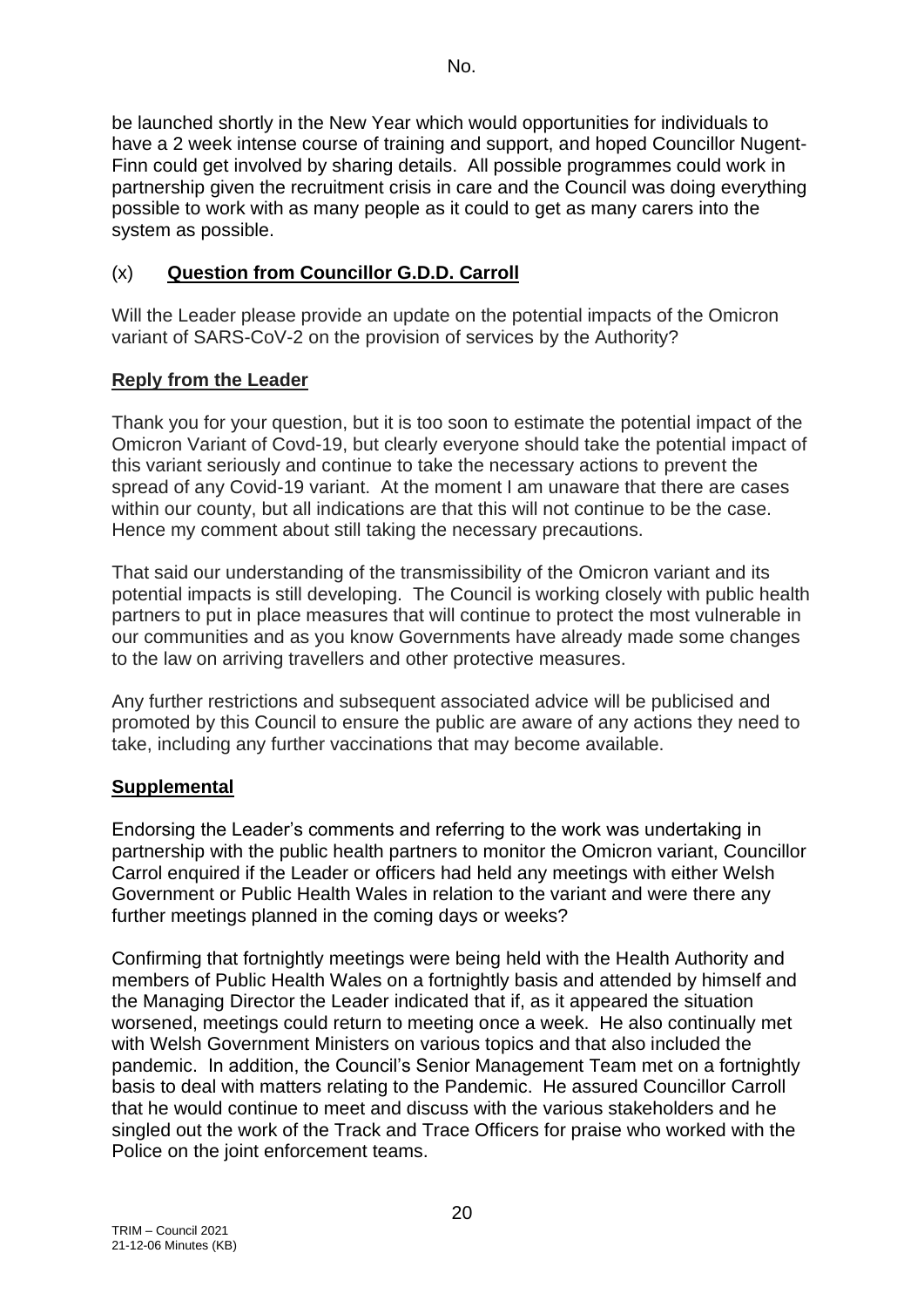be launched shortly in the New Year which would opportunities for individuals to have a 2 week intense course of training and support, and hoped Councillor Nugent-Finn could get involved by sharing details. All possible programmes could work in partnership given the recruitment crisis in care and the Council was doing everything possible to work with as many people as it could to get as many carers into the system as possible.

## (x) **Question from Councillor G.D.D. Carroll**

Will the Leader please provide an update on the potential impacts of the Omicron variant of SARS-CoV-2 on the provision of services by the Authority?

### **Reply from the Leader**

Thank you for your question, but it is too soon to estimate the potential impact of the Omicron Variant of Covd-19, but clearly everyone should take the potential impact of this variant seriously and continue to take the necessary actions to prevent the spread of any Covid-19 variant. At the moment I am unaware that there are cases within our county, but all indications are that this will not continue to be the case. Hence my comment about still taking the necessary precautions.

That said our understanding of the transmissibility of the Omicron variant and its potential impacts is still developing. The Council is working closely with public health partners to put in place measures that will continue to protect the most vulnerable in our communities and as you know Governments have already made some changes to the law on arriving travellers and other protective measures.

Any further restrictions and subsequent associated advice will be publicised and promoted by this Council to ensure the public are aware of any actions they need to take, including any further vaccinations that may become available.

### **Supplemental**

Endorsing the Leader's comments and referring to the work was undertaking in partnership with the public health partners to monitor the Omicron variant, Councillor Carrol enquired if the Leader or officers had held any meetings with either Welsh Government or Public Health Wales in relation to the variant and were there any further meetings planned in the coming days or weeks?

Confirming that fortnightly meetings were being held with the Health Authority and members of Public Health Wales on a fortnightly basis and attended by himself and the Managing Director the Leader indicated that if, as it appeared the situation worsened, meetings could return to meeting once a week. He also continually met with Welsh Government Ministers on various topics and that also included the pandemic. In addition, the Council's Senior Management Team met on a fortnightly basis to deal with matters relating to the Pandemic. He assured Councillor Carroll that he would continue to meet and discuss with the various stakeholders and he singled out the work of the Track and Trace Officers for praise who worked with the Police on the joint enforcement teams.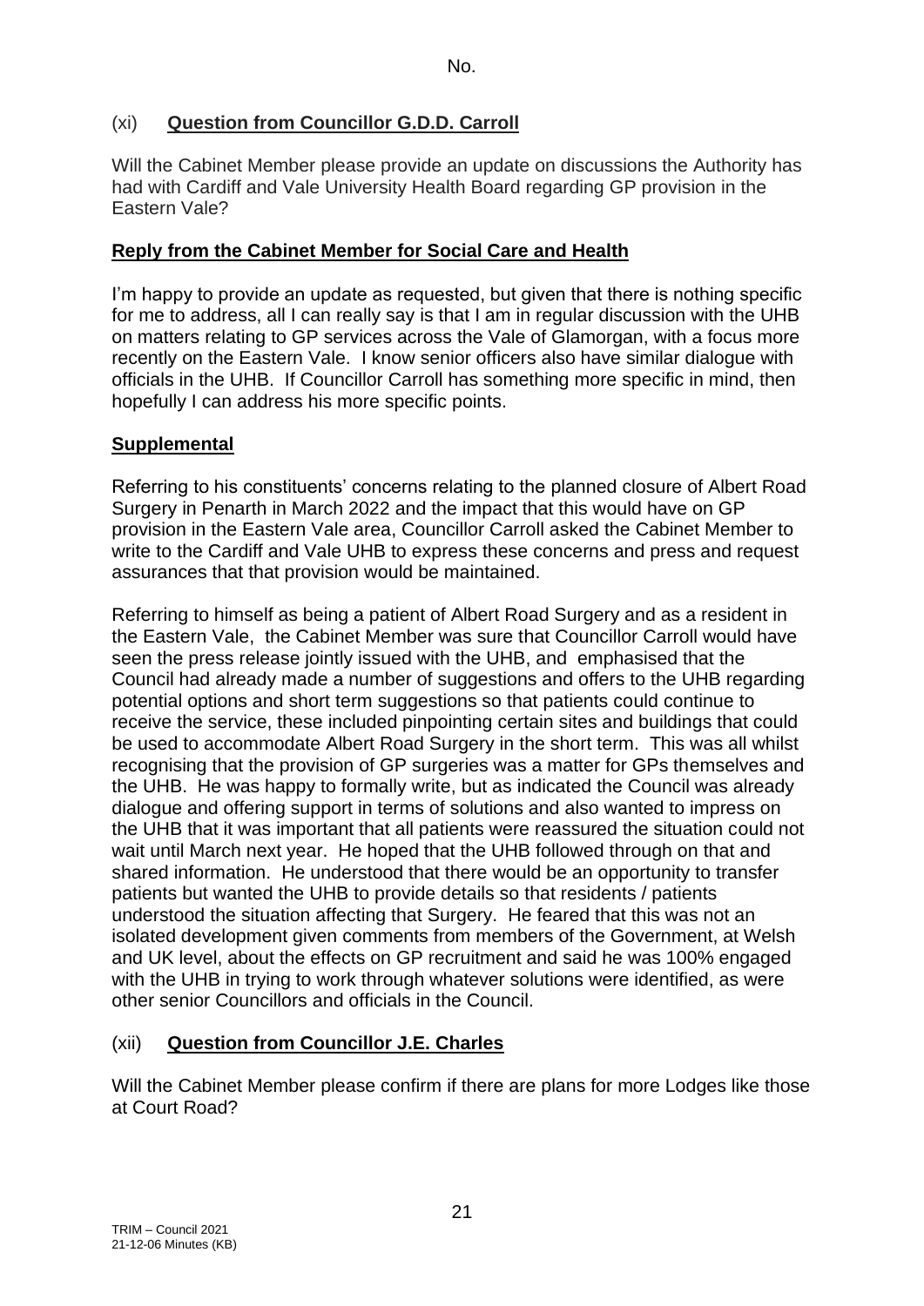No.

## (xi) **Question from Councillor G.D.D. Carroll**

Will the Cabinet Member please provide an update on discussions the Authority has had with Cardiff and Vale University Health Board regarding GP provision in the Eastern Vale?

### **Reply from the Cabinet Member for Social Care and Health**

I'm happy to provide an update as requested, but given that there is nothing specific for me to address, all I can really say is that I am in regular discussion with the UHB on matters relating to GP services across the Vale of Glamorgan, with a focus more recently on the Eastern Vale. I know senior officers also have similar dialogue with officials in the UHB. If Councillor Carroll has something more specific in mind, then hopefully I can address his more specific points.

### **Supplemental**

Referring to his constituents' concerns relating to the planned closure of Albert Road Surgery in Penarth in March 2022 and the impact that this would have on GP provision in the Eastern Vale area, Councillor Carroll asked the Cabinet Member to write to the Cardiff and Vale UHB to express these concerns and press and request assurances that that provision would be maintained.

Referring to himself as being a patient of Albert Road Surgery and as a resident in the Eastern Vale, the Cabinet Member was sure that Councillor Carroll would have seen the press release jointly issued with the UHB, and emphasised that the Council had already made a number of suggestions and offers to the UHB regarding potential options and short term suggestions so that patients could continue to receive the service, these included pinpointing certain sites and buildings that could be used to accommodate Albert Road Surgery in the short term. This was all whilst recognising that the provision of GP surgeries was a matter for GPs themselves and the UHB. He was happy to formally write, but as indicated the Council was already dialogue and offering support in terms of solutions and also wanted to impress on the UHB that it was important that all patients were reassured the situation could not wait until March next year. He hoped that the UHB followed through on that and shared information. He understood that there would be an opportunity to transfer patients but wanted the UHB to provide details so that residents / patients understood the situation affecting that Surgery. He feared that this was not an isolated development given comments from members of the Government, at Welsh and UK level, about the effects on GP recruitment and said he was 100% engaged with the UHB in trying to work through whatever solutions were identified, as were other senior Councillors and officials in the Council.

## (xii) **Question from Councillor J.E. Charles**

Will the Cabinet Member please confirm if there are plans for more Lodges like those at Court Road?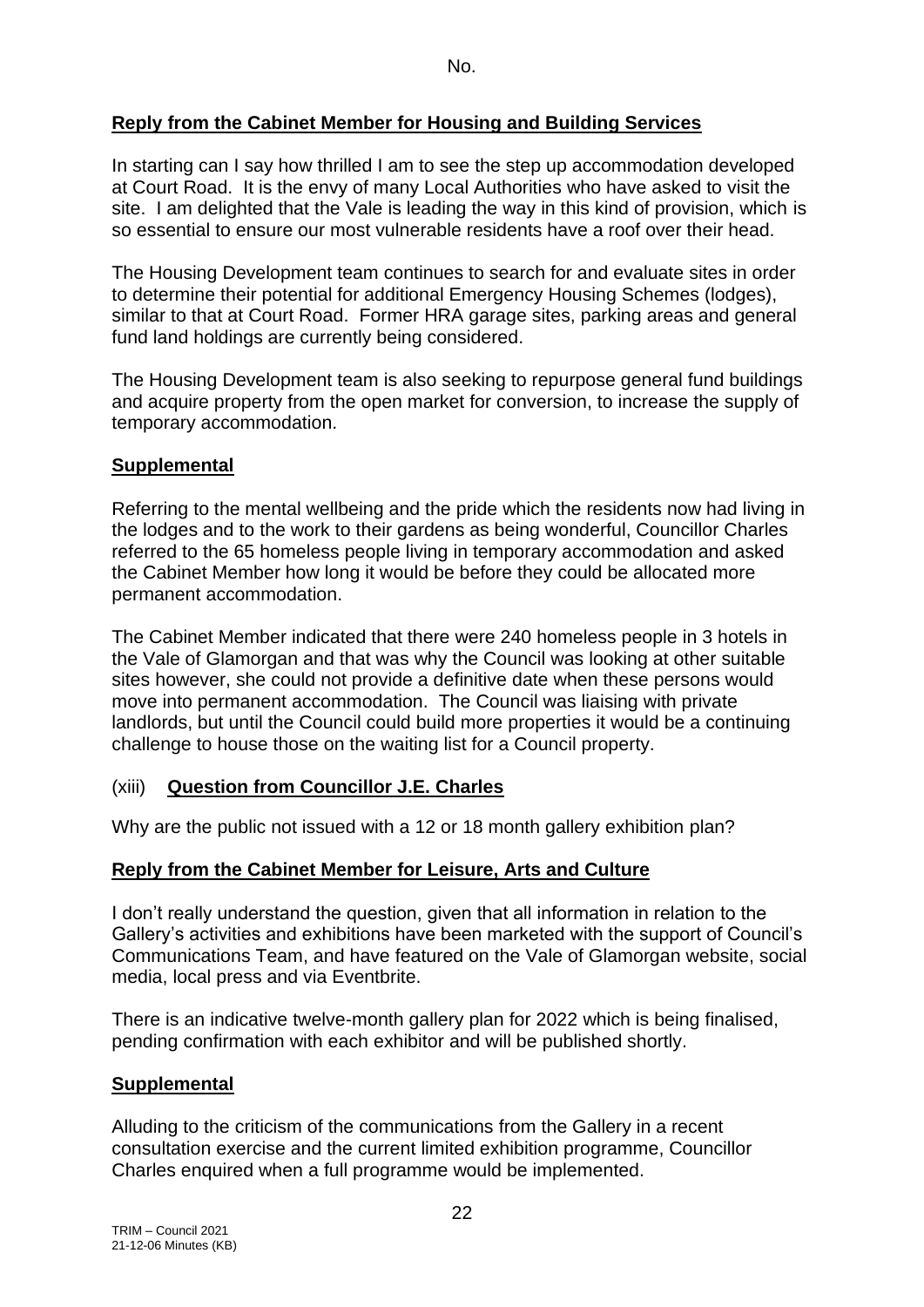No.

**Reply from the Cabinet Member for Housing and Building Services**

In starting can I say how thrilled I am to see the step up accommodation developed at Court Road. It is the envy of many Local Authorities who have asked to visit the site. I am delighted that the Vale is leading the way in this kind of provision, which is so essential to ensure our most vulnerable residents have a roof over their head.

The Housing Development team continues to search for and evaluate sites in order to determine their potential for additional Emergency Housing Schemes (lodges), similar to that at Court Road. Former HRA garage sites, parking areas and general fund land holdings are currently being considered.

The Housing Development team is also seeking to repurpose general fund buildings and acquire property from the open market for conversion, to increase the supply of temporary accommodation.

**Supplemental**

Referring to the mental wellbeing and the pride which the residents now had living in the lodges and to the work to their gardens as being wonderful, Councillor Charles referred to the 65 homeless people living in temporary accommodation and asked the Cabinet Member how long it would be before they could be allocated more permanent accommodation.

The Cabinet Member indicated that there were 240 homeless people in 3 hotels in the Vale of Glamorgan and that was why the Council was looking at other suitable sites however, she could not provide a definitive date when these persons would move into permanent accommodation. The Council was liaising with private landlords, but until the Council could build more properties it would be a continuing challenge to house those on the waiting list for a Council property.

(xiii) **Question from Councillor J.E. Charles**

Why are the public not issued with a 12 or 18 month gallery exhibition plan?

**Reply from the Cabinet Member for Leisure, Arts and Culture**

I don't really understand the question, given that all information in relation to the Gallery's activities and exhibitions have been marketed with the support of Council's Communications Team, and have featured on the Vale of Glamorgan website, social media, local press and via Eventbrite.

There is an indicative twelve-month gallery plan for 2022 which is being finalised, pending confirmation with each exhibitor and will be published shortly.

**Supplemental**

Alluding to the criticism of the communications from the Gallery in a recent consultation exercise and the current limited exhibition programme, Councillor Charles enquired when a full programme would be implemented.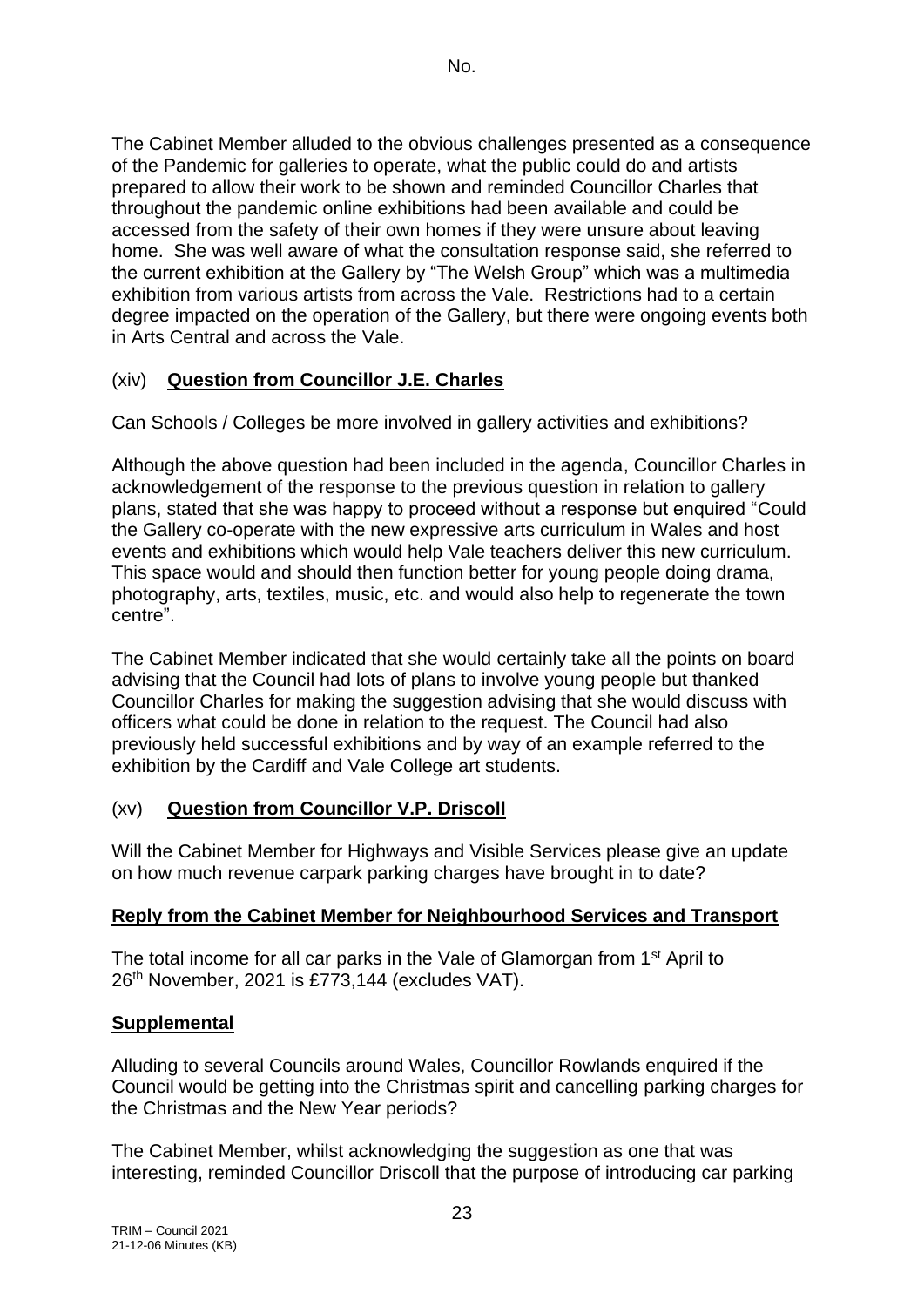The Cabinet Member alluded to the obvious challenges presented as a consequence of the Pandemic for galleries to operate, what the public could do and artists prepared to allow their work to be shown and reminded Councillor Charles that throughout the pandemic online exhibitions had been available and could be accessed from the safety of their own homes if they were unsure about leaving home. She was well aware of what the consultation response said, she referred to the current exhibition at the Gallery by "The Welsh Group" which was a multimedia exhibition from various artists from across the Vale. Restrictions had to a certain degree impacted on the operation of the Gallery, but there were ongoing events both in Arts Central and across the Vale.

(xiv) **Question from Councillor J.E. Charles**

Can Schools / Colleges be more involved in gallery activities and exhibitions?

Although the above question had been included in the agenda, Councillor Charles in acknowledgement of the response to the previous question in relation to gallery plans, stated that she was happy to proceed without a response but enquired "Could the Gallery co-operate with the new expressive arts curriculum in Wales and host events and exhibitions which would help Vale teachers deliver this new curriculum. This space would and should then function better for young people doing drama, photography, arts, textiles, music, etc. and would also help to regenerate the town centre".

The Cabinet Member indicated that she would certainly take all the points on board advising that the Council had lots of plans to involve young people but thanked Councillor Charles for making the suggestion advising that she would discuss with officers what could be done in relation to the request. The Council had also previously held successful exhibitions and by way of an example referred to the exhibition by the Cardiff and Vale College art students.

(xv) **Question from Councillor V.P. Driscoll**

Will the Cabinet Member for Highways and Visible Services please give an update on how much revenue carpark parking charges have brought in to date?

**Reply from the Cabinet Member for Neighbourhood Services and Transport**

The total income for all car parks in the Vale of Glamorgan from 1st April to 26th November, 2021 is £773,144 (excludes VAT).

**Supplemental**

Alluding to several Councils around Wales, Councillor Rowlands enquired if the Council would be getting into the Christmas spirit and cancelling parking charges for the Christmas and the New Year periods?

The Cabinet Member, whilst acknowledging the suggestion as one that was interesting, reminded Councillor Driscoll that the purpose of introducing car parking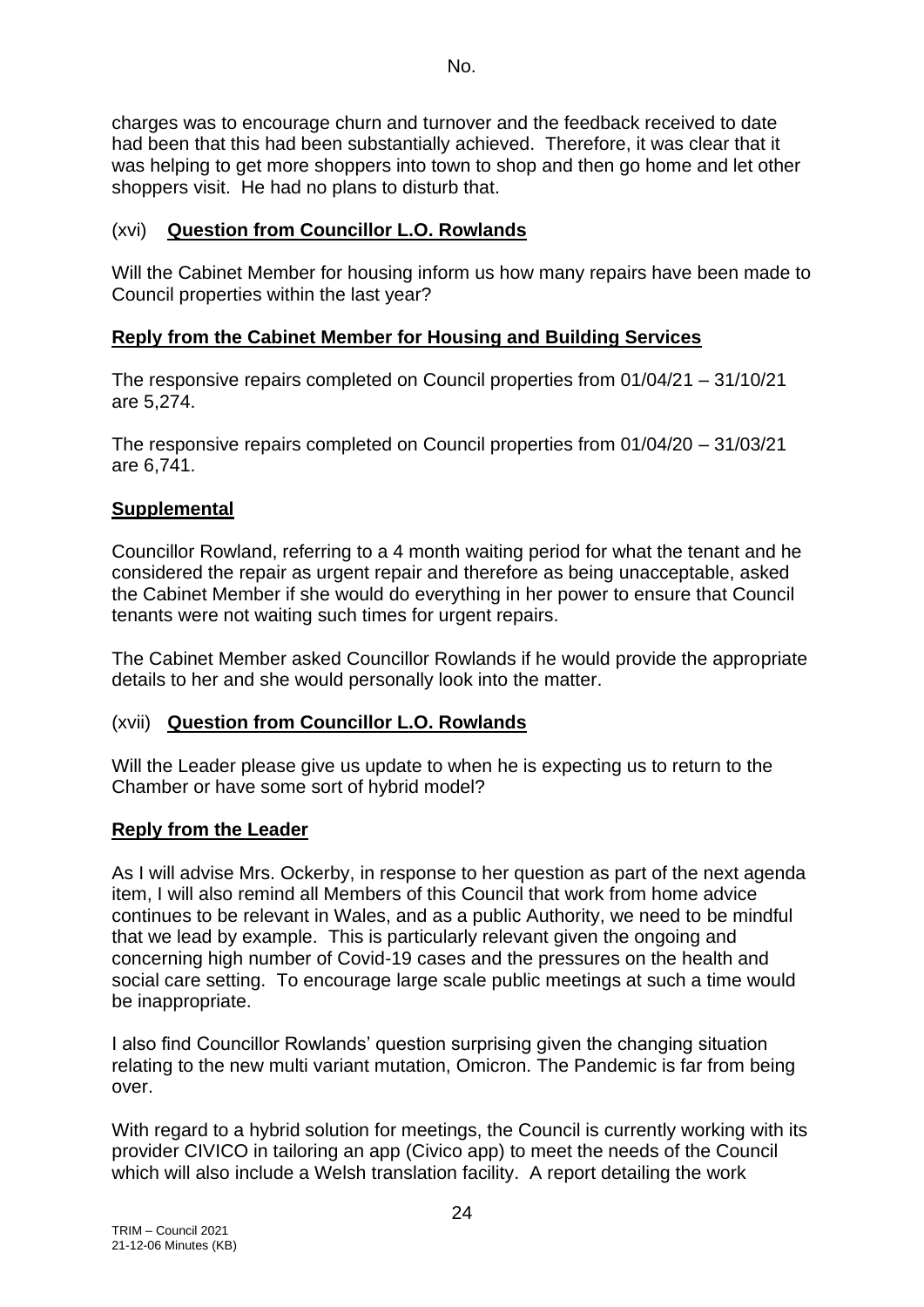charges was to encourage churn and turnover and the feedback received to date had been that this had been substantially achieved. Therefore, it was clear that it was helping to get more shoppers into town to shop and then go home and let other shoppers visit. He had no plans to disturb that.

(xvi) **Question from Councillor L.O. Rowlands**

Will the Cabinet Member for housing inform us how many repairs have been made to Council properties within the last year?

**Reply from the Cabinet Member for Housing and Building Services**

The responsive repairs completed on Council properties from 01/04/21 – 31/10/21 are 5,274.

The responsive repairs completed on Council properties from 01/04/20 – 31/03/21 are 6,741.

**Supplemental**

Councillor Rowland, referring to a 4 month waiting period for what the tenant and he considered the repair as urgent repair and therefore as being unacceptable, asked the Cabinet Member if she would do everything in her power to ensure that Council tenants were not waiting such times for urgent repairs.

The Cabinet Member asked Councillor Rowlands if he would provide the appropriate details to her and she would personally look into the matter.

(xvii) **Question from Councillor L.O. Rowlands**

Will the Leader please give us update to when he is expecting us to return to the Chamber or have some sort of hybrid model?

**Reply from the Leader**

As I will advise Mrs. Ockerby, in response to her question as part of the next agenda item, I will also remind all Members of this Council that work from home advice continues to be relevant in Wales, and as a public Authority, we need to be mindful that we lead by example. This is particularly relevant given the ongoing and concerning high number of Covid-19 cases and the pressures on the health and social care setting. To encourage large scale public meetings at such a time would be inappropriate.

I also find Councillor Rowlands' question surprising given the changing situation relating to the new multi variant mutation, Omicron. The Pandemic is far from being over.

With regard to a hybrid solution for meetings, the Council is currently working with its provider CIVICO in tailoring an app (Civico app) to meet the needs of the Council which will also include a Welsh translation facility. A report detailing the work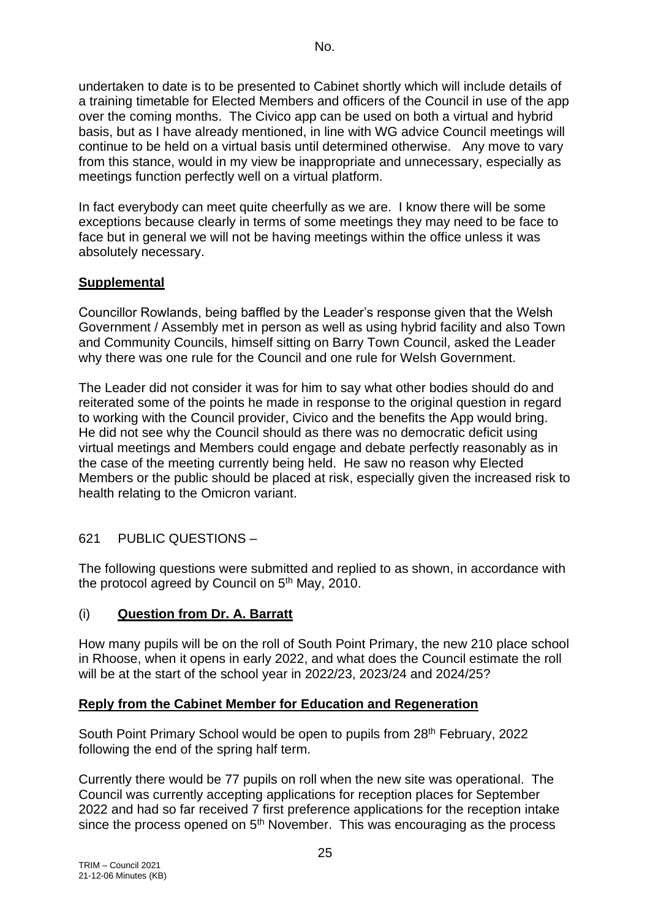undertaken to date is to be presented to Cabinet shortly which will include details of a training timetable for Elected Members and officers of the Council in use of the app over the coming months. The Civico app can be used on both a virtual and hybrid basis, but as I have already mentioned, in line with WG advice Council meetings will continue to be held on a virtual basis until determined otherwise. Any move to vary from this stance, would in my view be inappropriate and unnecessary, especially as meetings function perfectly well on a virtual platform.

In fact everybody can meet quite cheerfully as we are. I know there will be some exceptions because clearly in terms of some meetings they may need to be face to face but in general we will not be having meetings within the office unless it was absolutely necessary.

**Supplemental**

Councillor Rowlands, being baffled by the Leader's response given that the Welsh Government / Assembly met in person as well as using hybrid facility and also Town and Community Councils, himself sitting on Barry Town Council, asked the Leader why there was one rule for the Council and one rule for Welsh Government.

The Leader did not consider it was for him to say what other bodies should do and reiterated some of the points he made in response to the original question in regard to working with the Council provider, Civico and the benefits the App would bring. He did not see why the Council should as there was no democratic deficit using virtual meetings and Members could engage and debate perfectly reasonably as in the case of the meeting currently being held. He saw no reason why Elected Members or the public should be placed at risk, especially given the increased risk to health relating to the Omicron variant.

621 PUBLIC QUESTIONS –

The following questions were submitted and replied to as shown, in accordance with the protocol agreed by Council on 5th May, 2010.

(i) **Question from Dr. A. Barratt**

How many pupils will be on the roll of South Point Primary, the new 210 place school in Rhoose, when it opens in early 2022, and what does the Council estimate the roll will be at the start of the school year in 2022/23, 2023/24 and 2024/25?

**Reply from the Cabinet Member for Education and Regeneration**

South Point Primary School would be open to pupils from 28th February, 2022 following the end of the spring half term.

Currently there would be 77 pupils on roll when the new site was operational. The Council was currently accepting applications for reception places for September 2022 and had so far received 7 first preference applications for the reception intake since the process opened on 5th November. This was encouraging as the process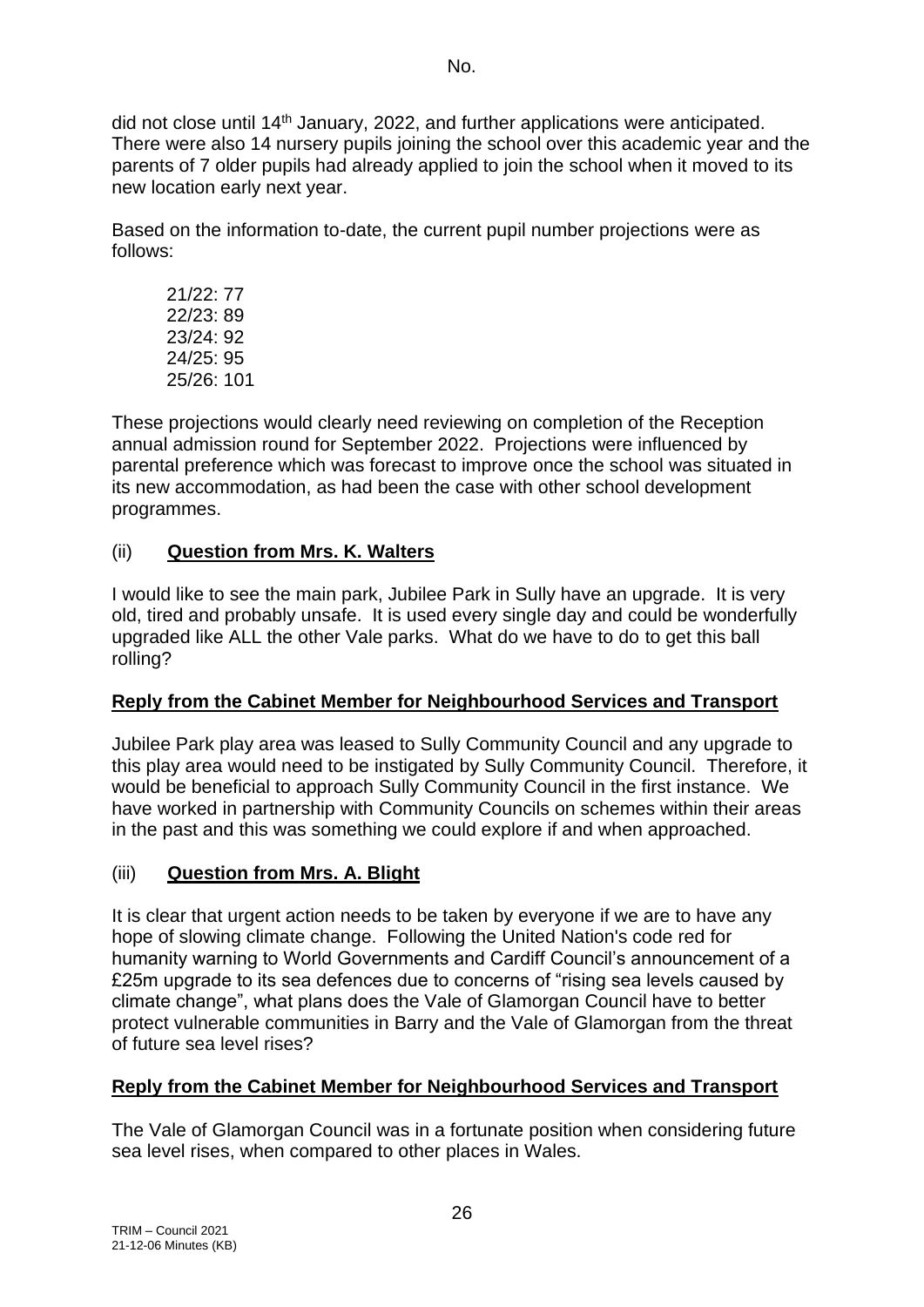did not close until 14th January, 2022, and further applications were anticipated. There were also 14 nursery pupils joining the school over this academic year and the parents of 7 older pupils had already applied to join the school when it moved to its new location early next year.

Based on the information to-date, the current pupil number projections were as follows:

21/22: 77
22/23: 89
23/24: 92
24/25: 95
25/26: 101

These projections would clearly need reviewing on completion of the Reception annual admission round for September 2022. Projections were influenced by parental preference which was forecast to improve once the school was situated in its new accommodation, as had been the case with other school development programmes.

(ii) **Question from Mrs. K. Walters**

I would like to see the main park, Jubilee Park in Sully have an upgrade. It is very old, tired and probably unsafe. It is used every single day and could be wonderfully upgraded like ALL the other Vale parks. What do we have to do to get this ball rolling?

**Reply from the Cabinet Member for Neighbourhood Services and Transport**

Jubilee Park play area was leased to Sully Community Council and any upgrade to this play area would need to be instigated by Sully Community Council. Therefore, it would be beneficial to approach Sully Community Council in the first instance. We have worked in partnership with Community Councils on schemes within their areas in the past and this was something we could explore if and when approached.

(iii) **Question from Mrs. A. Blight**

It is clear that urgent action needs to be taken by everyone if we are to have any hope of slowing climate change. Following the United Nation's code red for humanity warning to World Governments and Cardiff Council's announcement of a £25m upgrade to its sea defences due to concerns of "rising sea levels caused by climate change", what plans does the Vale of Glamorgan Council have to better protect vulnerable communities in Barry and the Vale of Glamorgan from the threat of future sea level rises?

**Reply from the Cabinet Member for Neighbourhood Services and Transport**

The Vale of Glamorgan Council was in a fortunate position when considering future sea level rises, when compared to other places in Wales.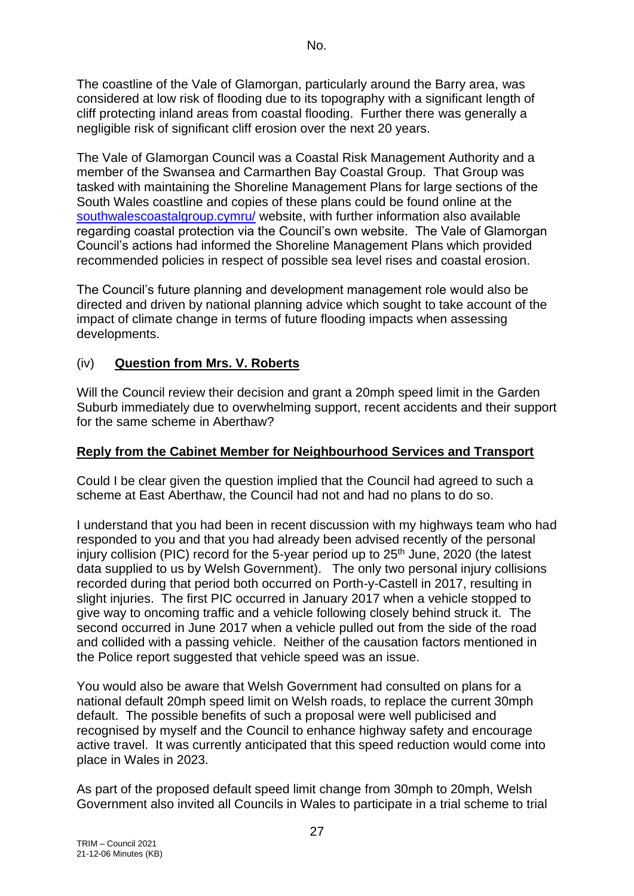The coastline of the Vale of Glamorgan, particularly around the Barry area, was considered at low risk of flooding due to its topography with a significant length of cliff protecting inland areas from coastal flooding. Further there was generally a negligible risk of significant cliff erosion over the next 20 years.

The Vale of Glamorgan Council was a Coastal Risk Management Authority and a member of the Swansea and Carmarthen Bay Coastal Group. That Group was tasked with maintaining the Shoreline Management Plans for large sections of the South Wales coastline and copies of these plans could be found online at the southwalescoastalgroup.cymru/ website, with further information also available regarding coastal protection via the Council's own website. The Vale of Glamorgan Council's actions had informed the Shoreline Management Plans which provided recommended policies in respect of possible sea level rises and coastal erosion.

The Council's future planning and development management role would also be directed and driven by national planning advice which sought to take account of the impact of climate change in terms of future flooding impacts when assessing developments.

(iv) **Question from Mrs. V. Roberts**

Will the Council review their decision and grant a 20mph speed limit in the Garden Suburb immediately due to overwhelming support, recent accidents and their support for the same scheme in Aberthaw?

**Reply from the Cabinet Member for Neighbourhood Services and Transport**

Could I be clear given the question implied that the Council had agreed to such a scheme at East Aberthaw, the Council had not and had no plans to do so.

I understand that you had been in recent discussion with my highways team who had responded to you and that you had already been advised recently of the personal injury collision (PIC) record for the 5-year period up to 25th June, 2020 (the latest data supplied to us by Welsh Government). The only two personal injury collisions recorded during that period both occurred on Porth-y-Castell in 2017, resulting in slight injuries. The first PIC occurred in January 2017 when a vehicle stopped to give way to oncoming traffic and a vehicle following closely behind struck it. The second occurred in June 2017 when a vehicle pulled out from the side of the road and collided with a passing vehicle. Neither of the causation factors mentioned in the Police report suggested that vehicle speed was an issue.

You would also be aware that Welsh Government had consulted on plans for a national default 20mph speed limit on Welsh roads, to replace the current 30mph default. The possible benefits of such a proposal were well publicised and recognised by myself and the Council to enhance highway safety and encourage active travel. It was currently anticipated that this speed reduction would come into place in Wales in 2023.

As part of the proposed default speed limit change from 30mph to 20mph, Welsh Government also invited all Councils in Wales to participate in a trial scheme to trial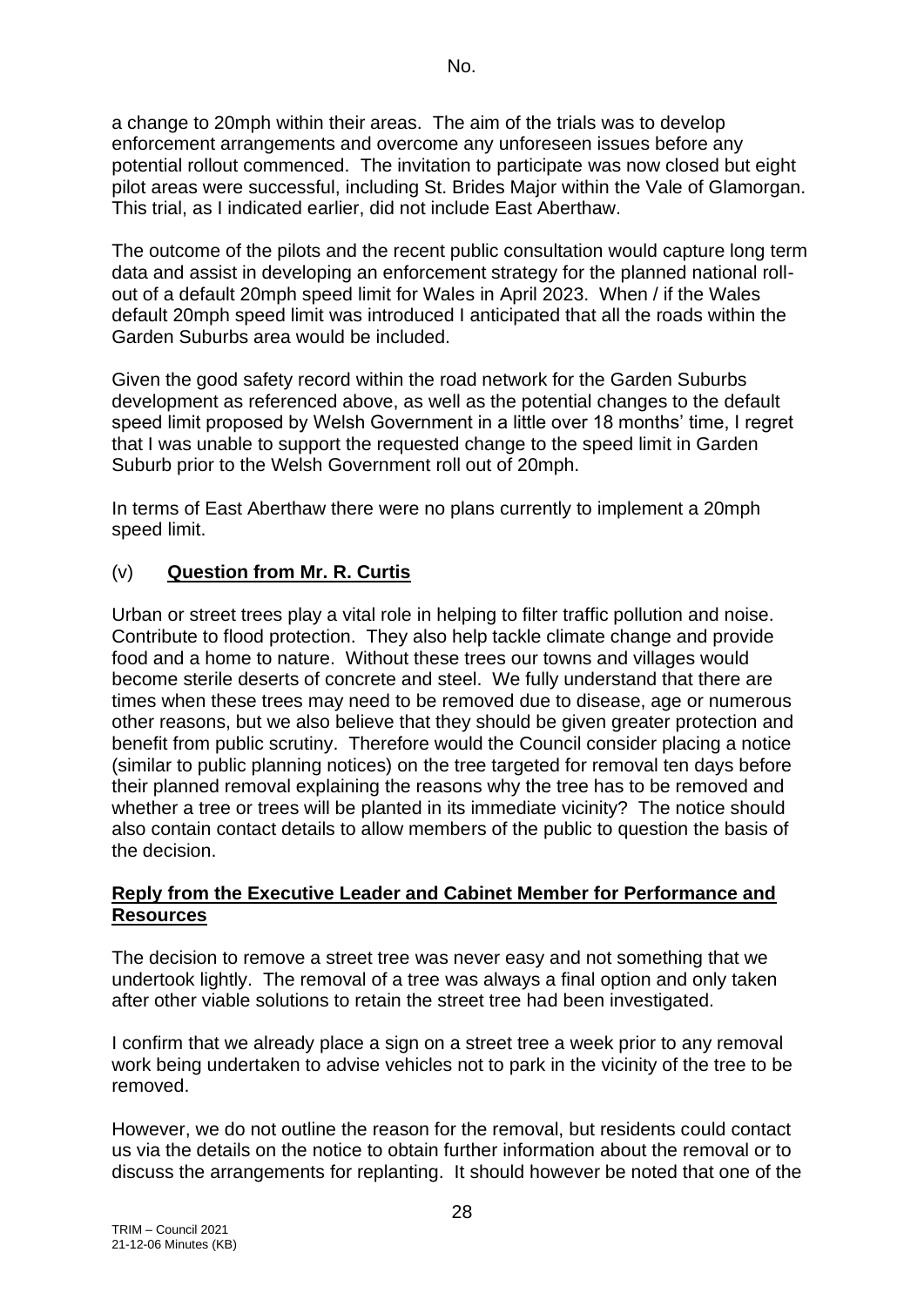a change to 20mph within their areas. The aim of the trials was to develop enforcement arrangements and overcome any unforeseen issues before any potential rollout commenced. The invitation to participate was now closed but eight pilot areas were successful, including St. Brides Major within the Vale of Glamorgan. This trial, as I indicated earlier, did not include East Aberthaw.

The outcome of the pilots and the recent public consultation would capture long term data and assist in developing an enforcement strategy for the planned national roll-out of a default 20mph speed limit for Wales in April 2023. When / if the Wales default 20mph speed limit was introduced I anticipated that all the roads within the Garden Suburbs area would be included.

Given the good safety record within the road network for the Garden Suburbs development as referenced above, as well as the potential changes to the default speed limit proposed by Welsh Government in a little over 18 months' time, I regret that I was unable to support the requested change to the speed limit in Garden Suburb prior to the Welsh Government roll out of 20mph.

In terms of East Aberthaw there were no plans currently to implement a 20mph speed limit.

### (v) **Question from Mr. R. Curtis**

Urban or street trees play a vital role in helping to filter traffic pollution and noise. Contribute to flood protection. They also help tackle climate change and provide food and a home to nature. Without these trees our towns and villages would become sterile deserts of concrete and steel. We fully understand that there are times when these trees may need to be removed due to disease, age or numerous other reasons, but we also believe that they should be given greater protection and benefit from public scrutiny. Therefore would the Council consider placing a notice (similar to public planning notices) on the tree targeted for removal ten days before their planned removal explaining the reasons why the tree has to be removed and whether a tree or trees will be planted in its immediate vicinity? The notice should also contain contact details to allow members of the public to question the basis of the decision.

**Reply from the Executive Leader and Cabinet Member for Performance and Resources**

The decision to remove a street tree was never easy and not something that we undertook lightly. The removal of a tree was always a final option and only taken after other viable solutions to retain the street tree had been investigated.

I confirm that we already place a sign on a street tree a week prior to any removal work being undertaken to advise vehicles not to park in the vicinity of the tree to be removed.

However, we do not outline the reason for the removal, but residents could contact us via the details on the notice to obtain further information about the removal or to discuss the arrangements for replanting. It should however be noted that one of the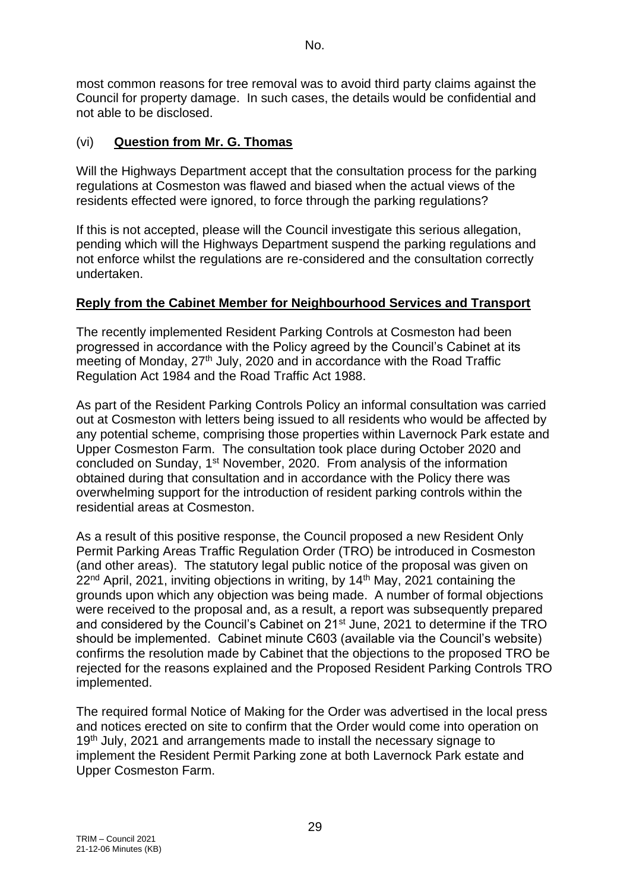most common reasons for tree removal was to avoid third party claims against the Council for property damage. In such cases, the details would be confidential and not able to be disclosed.

### (vi) **Question from Mr. G. Thomas**

Will the Highways Department accept that the consultation process for the parking regulations at Cosmeston was flawed and biased when the actual views of the residents effected were ignored, to force through the parking regulations?

If this is not accepted, please will the Council investigate this serious allegation, pending which will the Highways Department suspend the parking regulations and not enforce whilst the regulations are re-considered and the consultation correctly undertaken.

**Reply from the Cabinet Member for Neighbourhood Services and Transport**

The recently implemented Resident Parking Controls at Cosmeston had been progressed in accordance with the Policy agreed by the Council's Cabinet at its meeting of Monday, 27th July, 2020 and in accordance with the Road Traffic Regulation Act 1984 and the Road Traffic Act 1988.

As part of the Resident Parking Controls Policy an informal consultation was carried out at Cosmeston with letters being issued to all residents who would be affected by any potential scheme, comprising those properties within Lavernock Park estate and Upper Cosmeston Farm. The consultation took place during October 2020 and concluded on Sunday, 1st November, 2020. From analysis of the information obtained during that consultation and in accordance with the Policy there was overwhelming support for the introduction of resident parking controls within the residential areas at Cosmeston.

As a result of this positive response, the Council proposed a new Resident Only Permit Parking Areas Traffic Regulation Order (TRO) be introduced in Cosmeston (and other areas). The statutory legal public notice of the proposal was given on 22nd April, 2021, inviting objections in writing, by 14th May, 2021 containing the grounds upon which any objection was being made. A number of formal objections were received to the proposal and, as a result, a report was subsequently prepared and considered by the Council's Cabinet on 21st June, 2021 to determine if the TRO should be implemented. Cabinet minute C603 (available via the Council's website) confirms the resolution made by Cabinet that the objections to the proposed TRO be rejected for the reasons explained and the Proposed Resident Parking Controls TRO implemented.

The required formal Notice of Making for the Order was advertised in the local press and notices erected on site to confirm that the Order would come into operation on 19th July, 2021 and arrangements made to install the necessary signage to implement the Resident Permit Parking zone at both Lavernock Park estate and Upper Cosmeston Farm.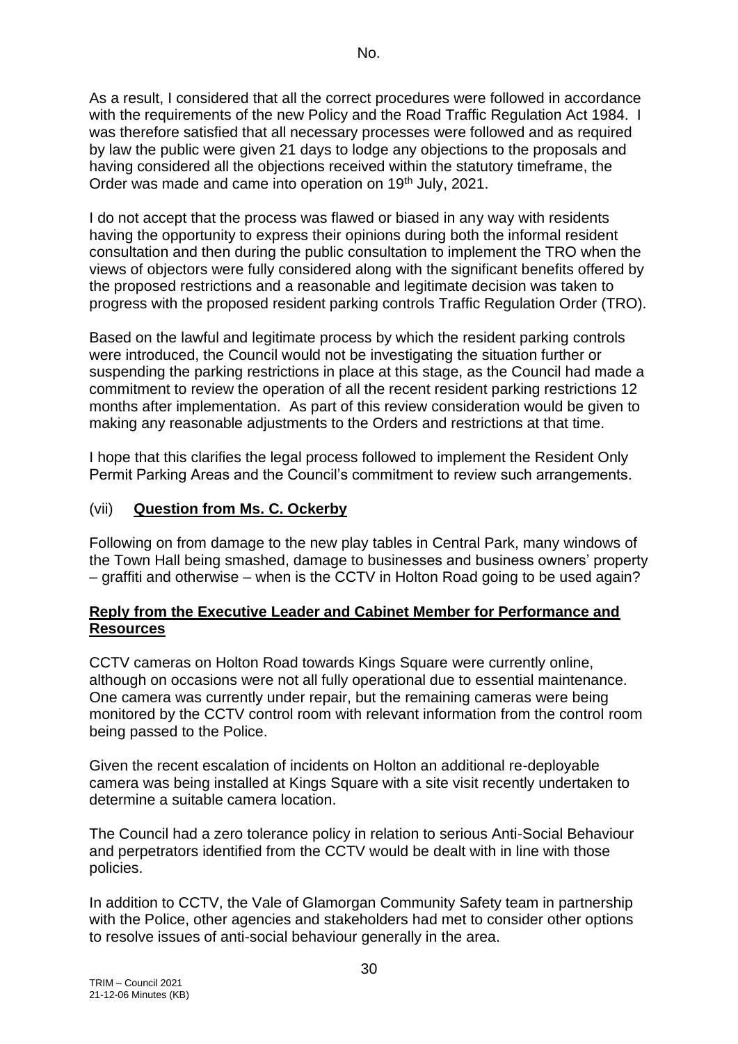As a result, I considered that all the correct procedures were followed in accordance with the requirements of the new Policy and the Road Traffic Regulation Act 1984. I was therefore satisfied that all necessary processes were followed and as required by law the public were given 21 days to lodge any objections to the proposals and having considered all the objections received within the statutory timeframe, the Order was made and came into operation on 19th July, 2021.

I do not accept that the process was flawed or biased in any way with residents having the opportunity to express their opinions during both the informal resident consultation and then during the public consultation to implement the TRO when the views of objectors were fully considered along with the significant benefits offered by the proposed restrictions and a reasonable and legitimate decision was taken to progress with the proposed resident parking controls Traffic Regulation Order (TRO).

Based on the lawful and legitimate process by which the resident parking controls were introduced, the Council would not be investigating the situation further or suspending the parking restrictions in place at this stage, as the Council had made a commitment to review the operation of all the recent resident parking restrictions 12 months after implementation. As part of this review consideration would be given to making any reasonable adjustments to the Orders and restrictions at that time.

I hope that this clarifies the legal process followed to implement the Resident Only Permit Parking Areas and the Council's commitment to review such arrangements.

(vii) **Question from Ms. C. Ockerby**

Following on from damage to the new play tables in Central Park, many windows of the Town Hall being smashed, damage to businesses and business owners' property – graffiti and otherwise – when is the CCTV in Holton Road going to be used again?

**Reply from the Executive Leader and Cabinet Member for Performance and Resources**

CCTV cameras on Holton Road towards Kings Square were currently online, although on occasions were not all fully operational due to essential maintenance. One camera was currently under repair, but the remaining cameras were being monitored by the CCTV control room with relevant information from the control room being passed to the Police.

Given the recent escalation of incidents on Holton an additional re-deployable camera was being installed at Kings Square with a site visit recently undertaken to determine a suitable camera location.

The Council had a zero tolerance policy in relation to serious Anti-Social Behaviour and perpetrators identified from the CCTV would be dealt with in line with those policies.

In addition to CCTV, the Vale of Glamorgan Community Safety team in partnership with the Police, other agencies and stakeholders had met to consider other options to resolve issues of anti-social behaviour generally in the area.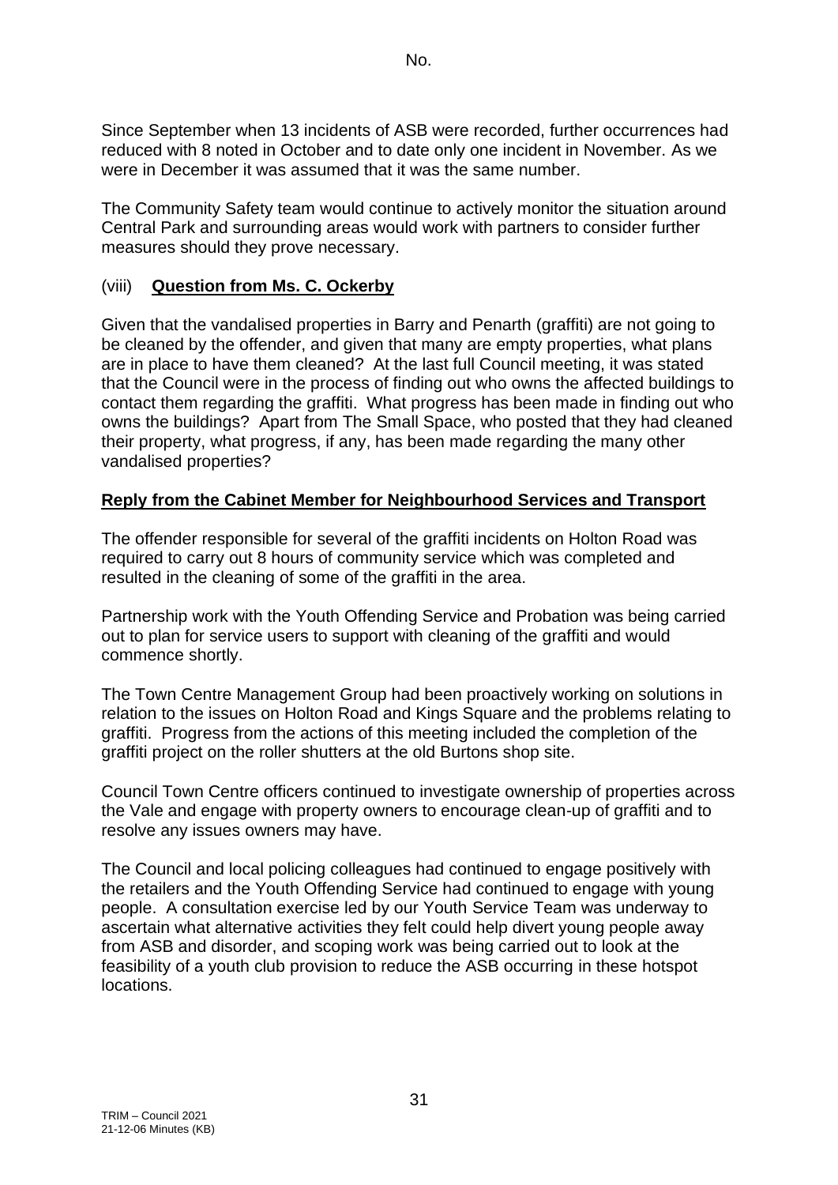Since September when 13 incidents of ASB were recorded, further occurrences had reduced with 8 noted in October and to date only one incident in November. As we were in December it was assumed that it was the same number.

The Community Safety team would continue to actively monitor the situation around Central Park and surrounding areas would work with partners to consider further measures should they prove necessary.

(viii) **Question from Ms. C. Ockerby**

Given that the vandalised properties in Barry and Penarth (graffiti) are not going to be cleaned by the offender, and given that many are empty properties, what plans are in place to have them cleaned? At the last full Council meeting, it was stated that the Council were in the process of finding out who owns the affected buildings to contact them regarding the graffiti. What progress has been made in finding out who owns the buildings? Apart from The Small Space, who posted that they had cleaned their property, what progress, if any, has been made regarding the many other vandalised properties?

**Reply from the Cabinet Member for Neighbourhood Services and Transport**

The offender responsible for several of the graffiti incidents on Holton Road was required to carry out 8 hours of community service which was completed and resulted in the cleaning of some of the graffiti in the area.

Partnership work with the Youth Offending Service and Probation was being carried out to plan for service users to support with cleaning of the graffiti and would commence shortly.

The Town Centre Management Group had been proactively working on solutions in relation to the issues on Holton Road and Kings Square and the problems relating to graffiti. Progress from the actions of this meeting included the completion of the graffiti project on the roller shutters at the old Burtons shop site.

Council Town Centre officers continued to investigate ownership of properties across the Vale and engage with property owners to encourage clean-up of graffiti and to resolve any issues owners may have.

The Council and local policing colleagues had continued to engage positively with the retailers and the Youth Offending Service had continued to engage with young people. A consultation exercise led by our Youth Service Team was underway to ascertain what alternative activities they felt could help divert young people away from ASB and disorder, and scoping work was being carried out to look at the feasibility of a youth club provision to reduce the ASB occurring in these hotspot locations.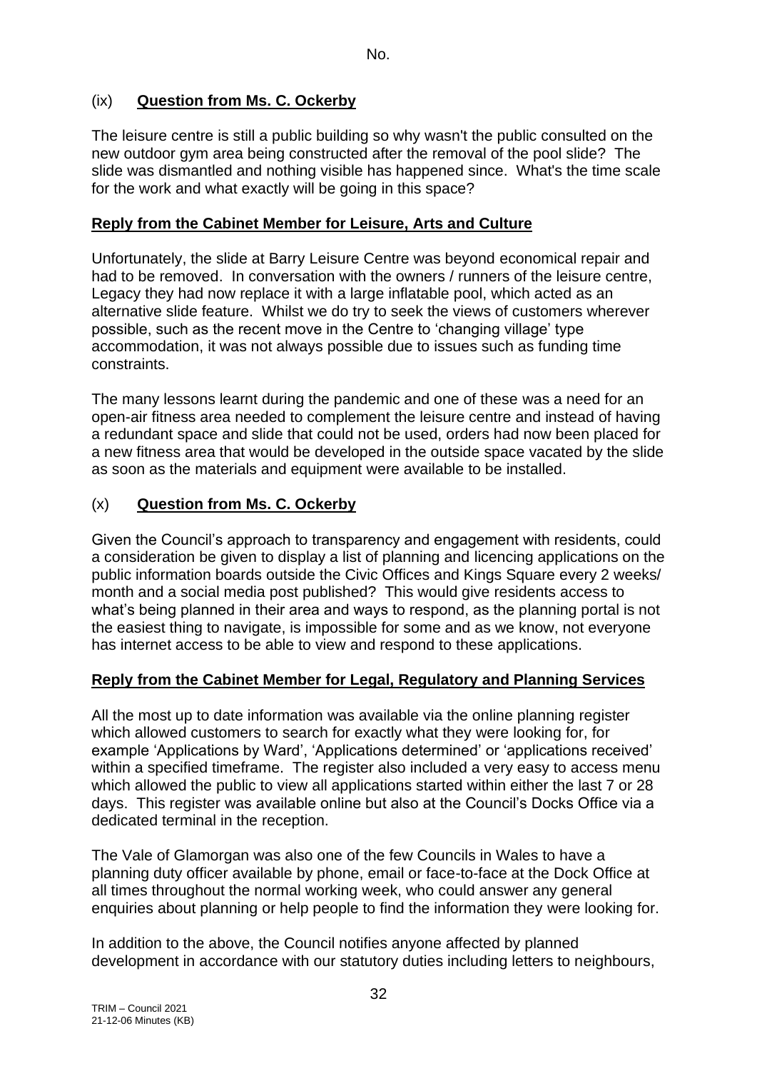No.

## (ix) **Question from Ms. C. Ockerby**

The leisure centre is still a public building so why wasn't the public consulted on the new outdoor gym area being constructed after the removal of the pool slide? The slide was dismantled and nothing visible has happened since. What's the time scale for the work and what exactly will be going in this space?

**Reply from the Cabinet Member for Leisure, Arts and Culture**

Unfortunately, the slide at Barry Leisure Centre was beyond economical repair and had to be removed. In conversation with the owners / runners of the leisure centre, Legacy they had now replace it with a large inflatable pool, which acted as an alternative slide feature. Whilst we do try to seek the views of customers wherever possible, such as the recent move in the Centre to 'changing village' type accommodation, it was not always possible due to issues such as funding time constraints.

The many lessons learnt during the pandemic and one of these was a need for an open-air fitness area needed to complement the leisure centre and instead of having a redundant space and slide that could not be used, orders had now been placed for a new fitness area that would be developed in the outside space vacated by the slide as soon as the materials and equipment were available to be installed.

## (x) **Question from Ms. C. Ockerby**

Given the Council's approach to transparency and engagement with residents, could a consideration be given to display a list of planning and licencing applications on the public information boards outside the Civic Offices and Kings Square every 2 weeks/ month and a social media post published? This would give residents access to what's being planned in their area and ways to respond, as the planning portal is not the easiest thing to navigate, is impossible for some and as we know, not everyone has internet access to be able to view and respond to these applications.

**Reply from the Cabinet Member for Legal, Regulatory and Planning Services**

All the most up to date information was available via the online planning register which allowed customers to search for exactly what they were looking for, for example 'Applications by Ward', 'Applications determined' or 'applications received' within a specified timeframe. The register also included a very easy to access menu which allowed the public to view all applications started within either the last 7 or 28 days. This register was available online but also at the Council's Docks Office via a dedicated terminal in the reception.

The Vale of Glamorgan was also one of the few Councils in Wales to have a planning duty officer available by phone, email or face-to-face at the Dock Office at all times throughout the normal working week, who could answer any general enquiries about planning or help people to find the information they were looking for.

In addition to the above, the Council notifies anyone affected by planned development in accordance with our statutory duties including letters to neighbours,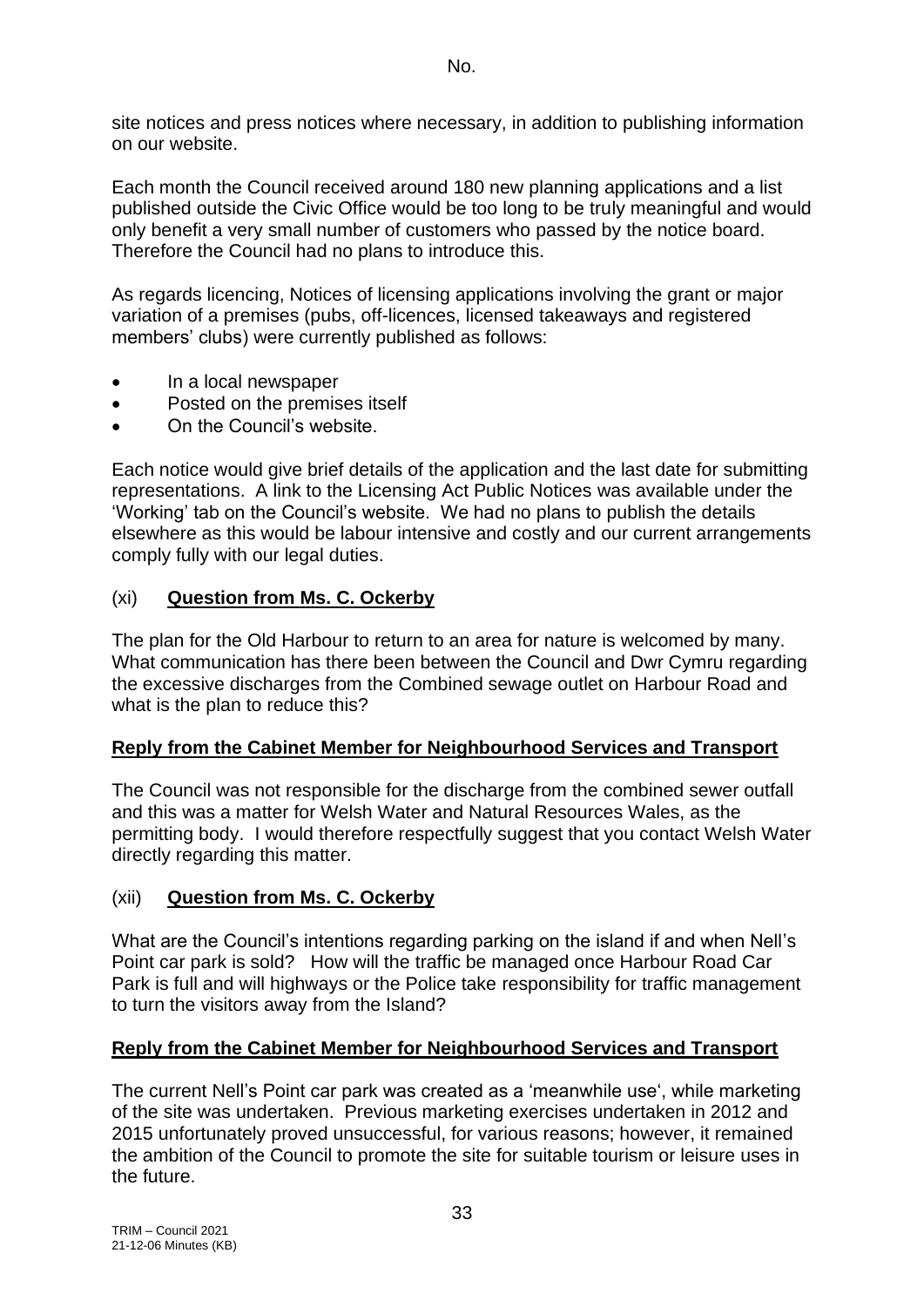site notices and press notices where necessary, in addition to publishing information on our website.

Each month the Council received around 180 new planning applications and a list published outside the Civic Office would be too long to be truly meaningful and would only benefit a very small number of customers who passed by the notice board. Therefore the Council had no plans to introduce this.

As regards licencing, Notices of licensing applications involving the grant or major variation of a premises (pubs, off-licences, licensed takeaways and registered members' clubs) were currently published as follows:

- In a local newspaper
- Posted on the premises itself
- On the Council's website.

Each notice would give brief details of the application and the last date for submitting representations. A link to the Licensing Act Public Notices was available under the 'Working' tab on the Council's website. We had no plans to publish the details elsewhere as this would be labour intensive and costly and our current arrangements comply fully with our legal duties.

### (xi) **Question from Ms. C. Ockerby**

The plan for the Old Harbour to return to an area for nature is welcomed by many. What communication has there been between the Council and Dwr Cymru regarding the excessive discharges from the Combined sewage outlet on Harbour Road and what is the plan to reduce this?

**Reply from the Cabinet Member for Neighbourhood Services and Transport**

The Council was not responsible for the discharge from the combined sewer outfall and this was a matter for Welsh Water and Natural Resources Wales, as the permitting body. I would therefore respectfully suggest that you contact Welsh Water directly regarding this matter.

### (xii) **Question from Ms. C. Ockerby**

What are the Council's intentions regarding parking on the island if and when Nell's Point car park is sold? How will the traffic be managed once Harbour Road Car Park is full and will highways or the Police take responsibility for traffic management to turn the visitors away from the Island?

**Reply from the Cabinet Member for Neighbourhood Services and Transport**

The current Nell's Point car park was created as a 'meanwhile use', while marketing of the site was undertaken. Previous marketing exercises undertaken in 2012 and 2015 unfortunately proved unsuccessful, for various reasons; however, it remained the ambition of the Council to promote the site for suitable tourism or leisure uses in the future.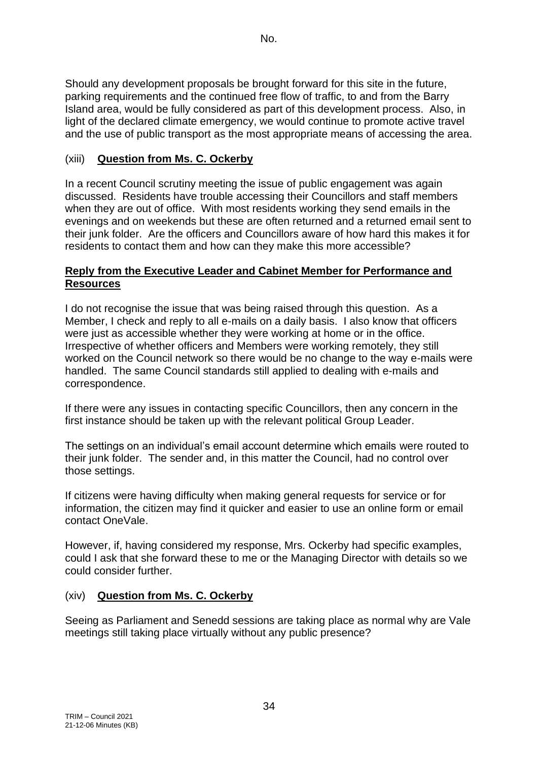No.

Should any development proposals be brought forward for this site in the future, parking requirements and the continued free flow of traffic, to and from the Barry Island area, would be fully considered as part of this development process. Also, in light of the declared climate emergency, we would continue to promote active travel and the use of public transport as the most appropriate means of accessing the area.

(xiii) **Question from Ms. C. Ockerby**

In a recent Council scrutiny meeting the issue of public engagement was again discussed. Residents have trouble accessing their Councillors and staff members when they are out of office. With most residents working they send emails in the evenings and on weekends but these are often returned and a returned email sent to their junk folder. Are the officers and Councillors aware of how hard this makes it for residents to contact them and how can they make this more accessible?

**Reply from the Executive Leader and Cabinet Member for Performance and Resources**

I do not recognise the issue that was being raised through this question. As a Member, I check and reply to all e-mails on a daily basis. I also know that officers were just as accessible whether they were working at home or in the office. Irrespective of whether officers and Members were working remotely, they still worked on the Council network so there would be no change to the way e-mails were handled. The same Council standards still applied to dealing with e-mails and correspondence.

If there were any issues in contacting specific Councillors, then any concern in the first instance should be taken up with the relevant political Group Leader.

The settings on an individual's email account determine which emails were routed to their junk folder. The sender and, in this matter the Council, had no control over those settings.

If citizens were having difficulty when making general requests for service or for information, the citizen may find it quicker and easier to use an online form or email contact OneVale.

However, if, having considered my response, Mrs. Ockerby had specific examples, could I ask that she forward these to me or the Managing Director with details so we could consider further.

(xiv) **Question from Ms. C. Ockerby**

Seeing as Parliament and Senedd sessions are taking place as normal why are Vale meetings still taking place virtually without any public presence?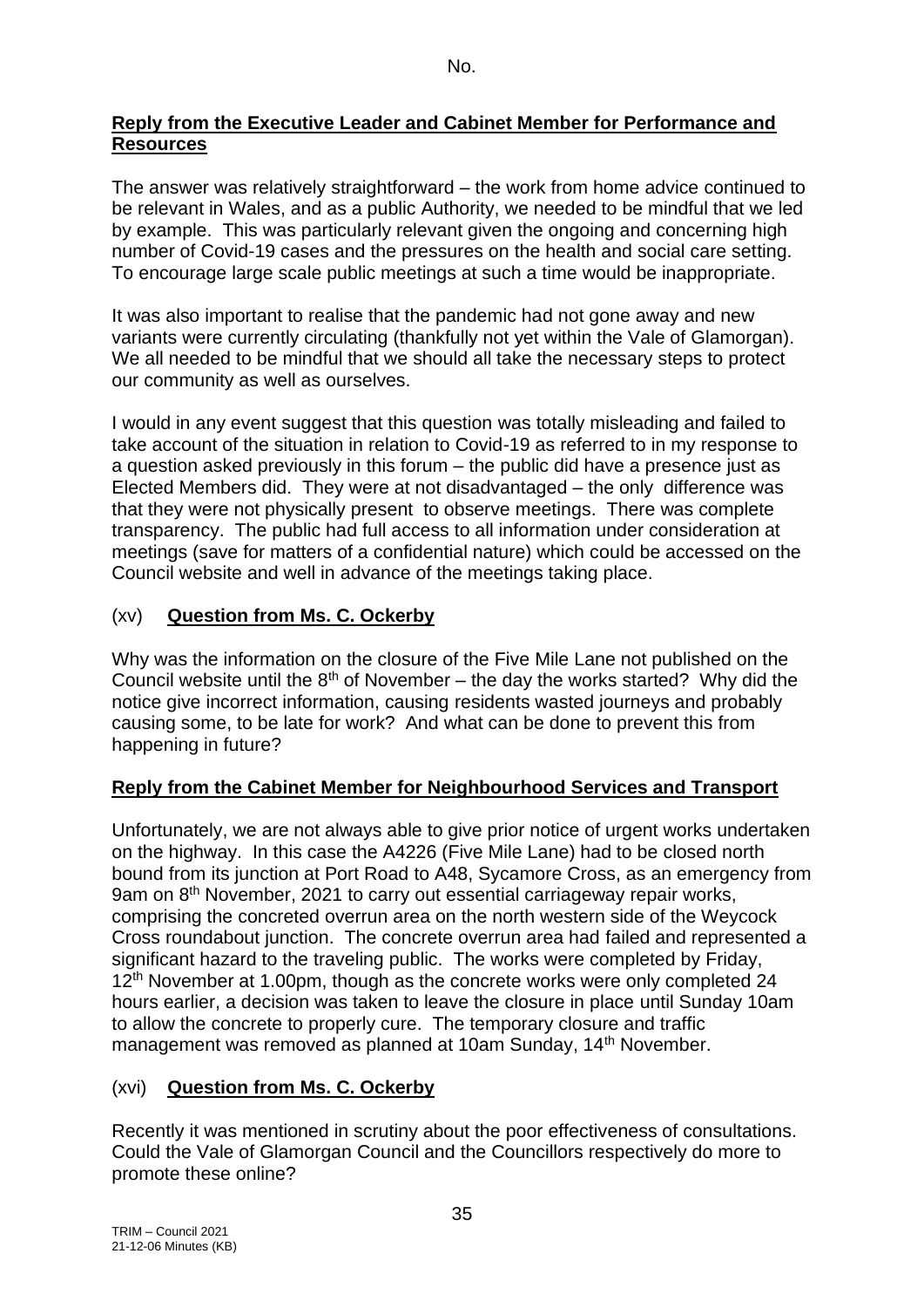No.

**Reply from the Executive Leader and Cabinet Member for Performance and Resources**

The answer was relatively straightforward – the work from home advice continued to be relevant in Wales, and as a public Authority, we needed to be mindful that we led by example. This was particularly relevant given the ongoing and concerning high number of Covid-19 cases and the pressures on the health and social care setting. To encourage large scale public meetings at such a time would be inappropriate.

It was also important to realise that the pandemic had not gone away and new variants were currently circulating (thankfully not yet within the Vale of Glamorgan). We all needed to be mindful that we should all take the necessary steps to protect our community as well as ourselves.

I would in any event suggest that this question was totally misleading and failed to take account of the situation in relation to Covid-19 as referred to in my response to a question asked previously in this forum – the public did have a presence just as Elected Members did. They were at not disadvantaged – the only difference was that they were not physically present to observe meetings. There was complete transparency. The public had full access to all information under consideration at meetings (save for matters of a confidential nature) which could be accessed on the Council website and well in advance of the meetings taking place.

(xv) **Question from Ms. C. Ockerby**

Why was the information on the closure of the Five Mile Lane not published on the Council website until the 8th of November – the day the works started? Why did the notice give incorrect information, causing residents wasted journeys and probably causing some, to be late for work? And what can be done to prevent this from happening in future?

**Reply from the Cabinet Member for Neighbourhood Services and Transport**

Unfortunately, we are not always able to give prior notice of urgent works undertaken on the highway. In this case the A4226 (Five Mile Lane) had to be closed north bound from its junction at Port Road to A48, Sycamore Cross, as an emergency from 9am on 8th November, 2021 to carry out essential carriageway repair works, comprising the concreted overrun area on the north western side of the Weycock Cross roundabout junction. The concrete overrun area had failed and represented a significant hazard to the traveling public. The works were completed by Friday, 12th November at 1.00pm, though as the concrete works were only completed 24 hours earlier, a decision was taken to leave the closure in place until Sunday 10am to allow the concrete to properly cure. The temporary closure and traffic management was removed as planned at 10am Sunday, 14th November.

(xvi) **Question from Ms. C. Ockerby**

Recently it was mentioned in scrutiny about the poor effectiveness of consultations. Could the Vale of Glamorgan Council and the Councillors respectively do more to promote these online?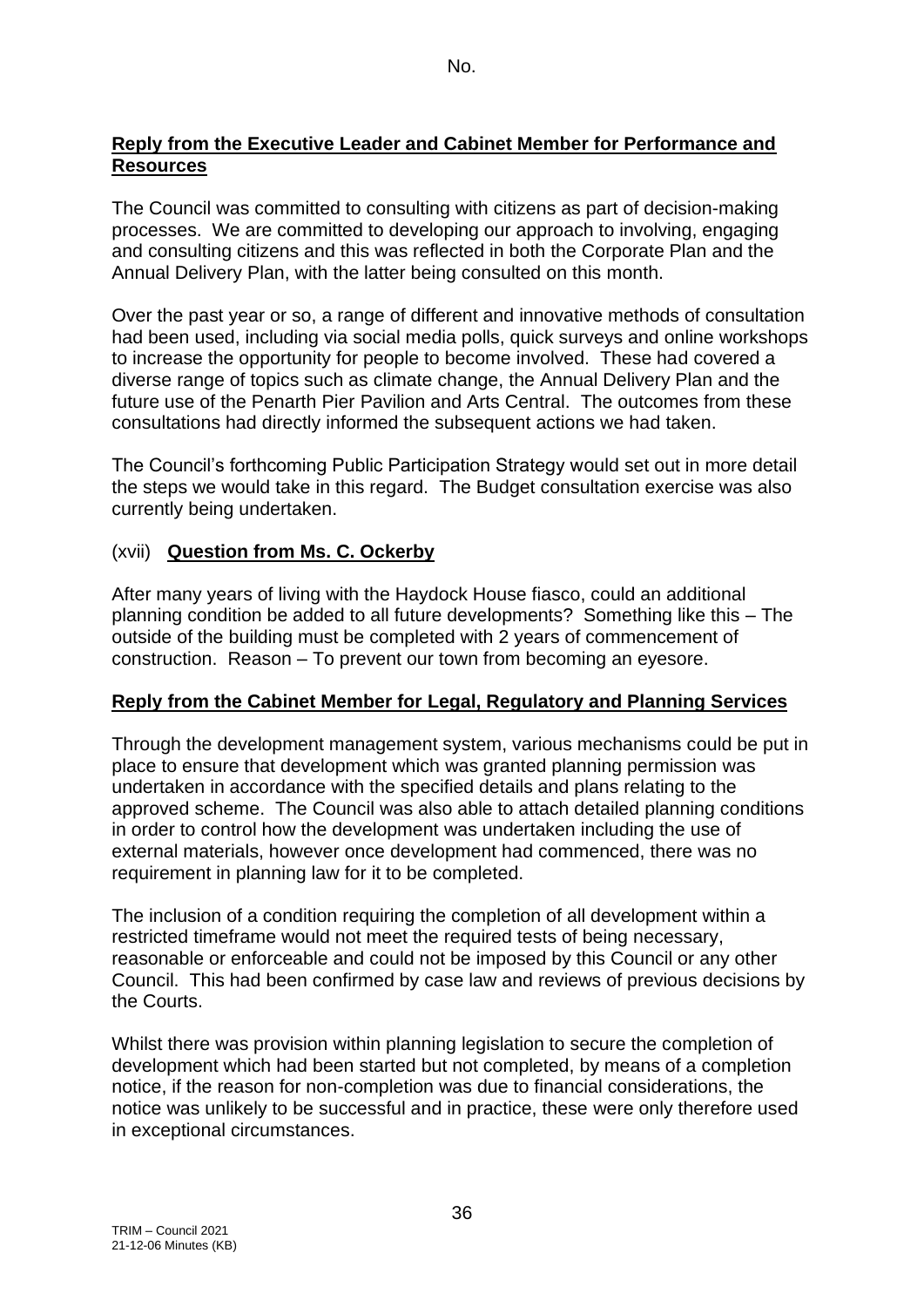No.

**Reply from the Executive Leader and Cabinet Member for Performance and Resources**

The Council was committed to consulting with citizens as part of decision-making processes. We are committed to developing our approach to involving, engaging and consulting citizens and this was reflected in both the Corporate Plan and the Annual Delivery Plan, with the latter being consulted on this month.

Over the past year or so, a range of different and innovative methods of consultation had been used, including via social media polls, quick surveys and online workshops to increase the opportunity for people to become involved. These had covered a diverse range of topics such as climate change, the Annual Delivery Plan and the future use of the Penarth Pier Pavilion and Arts Central. The outcomes from these consultations had directly informed the subsequent actions we had taken.

The Council's forthcoming Public Participation Strategy would set out in more detail the steps we would take in this regard. The Budget consultation exercise was also currently being undertaken.

(xvii) **Question from Ms. C. Ockerby**

After many years of living with the Haydock House fiasco, could an additional planning condition be added to all future developments? Something like this – The outside of the building must be completed with 2 years of commencement of construction. Reason – To prevent our town from becoming an eyesore.

**Reply from the Cabinet Member for Legal, Regulatory and Planning Services**

Through the development management system, various mechanisms could be put in place to ensure that development which was granted planning permission was undertaken in accordance with the specified details and plans relating to the approved scheme. The Council was also able to attach detailed planning conditions in order to control how the development was undertaken including the use of external materials, however once development had commenced, there was no requirement in planning law for it to be completed.

The inclusion of a condition requiring the completion of all development within a restricted timeframe would not meet the required tests of being necessary, reasonable or enforceable and could not be imposed by this Council or any other Council. This had been confirmed by case law and reviews of previous decisions by the Courts.

Whilst there was provision within planning legislation to secure the completion of development which had been started but not completed, by means of a completion notice, if the reason for non-completion was due to financial considerations, the notice was unlikely to be successful and in practice, these were only therefore used in exceptional circumstances.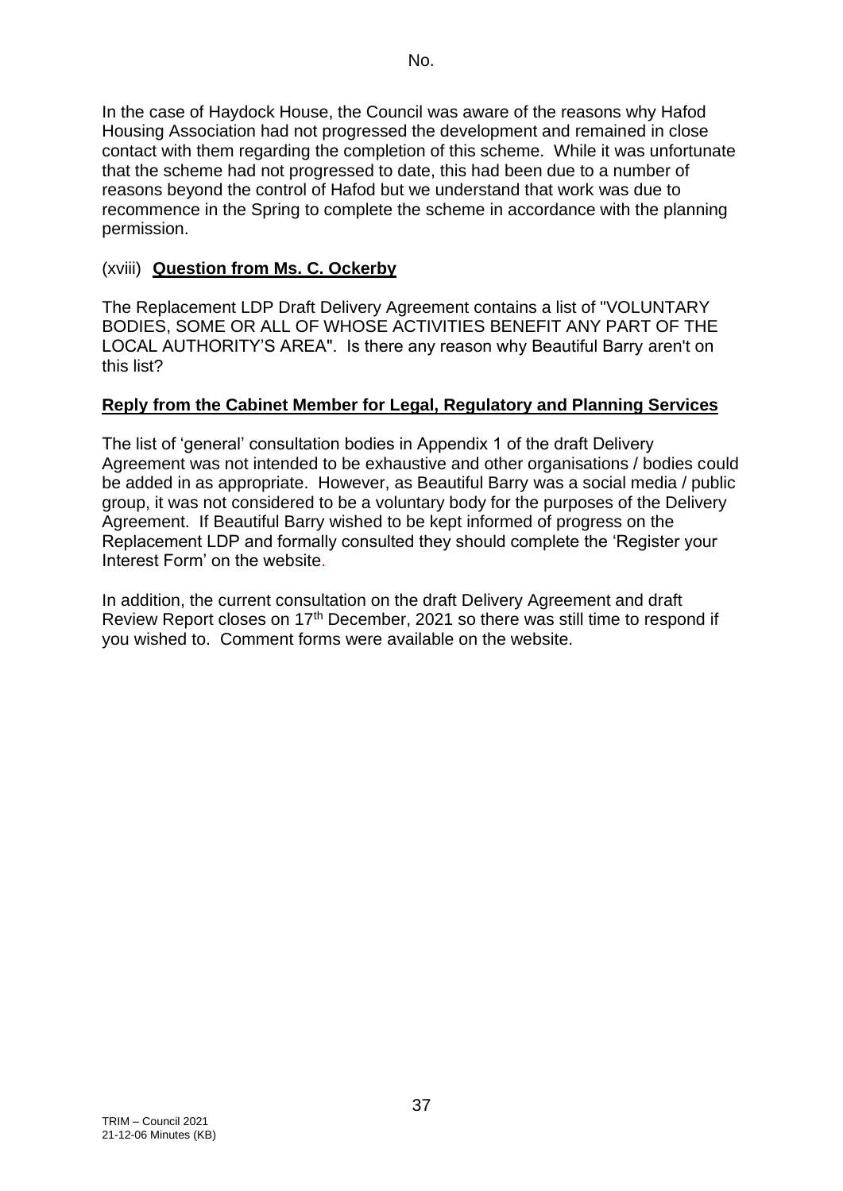In the case of Haydock House, the Council was aware of the reasons why Hafod Housing Association had not progressed the development and remained in close contact with them regarding the completion of this scheme. While it was unfortunate that the scheme had not progressed to date, this had been due to a number of reasons beyond the control of Hafod but we understand that work was due to recommence in the Spring to complete the scheme in accordance with the planning permission.

(xviii) **Question from Ms. C. Ockerby**

The Replacement LDP Draft Delivery Agreement contains a list of "VOLUNTARY BODIES, SOME OR ALL OF WHOSE ACTIVITIES BENEFIT ANY PART OF THE LOCAL AUTHORITY'S AREA". Is there any reason why Beautiful Barry aren't on this list?

**Reply from the Cabinet Member for Legal, Regulatory and Planning Services**

The list of 'general' consultation bodies in Appendix 1 of the draft Delivery Agreement was not intended to be exhaustive and other organisations / bodies could be added in as appropriate. However, as Beautiful Barry was a social media / public group, it was not considered to be a voluntary body for the purposes of the Delivery Agreement. If Beautiful Barry wished to be kept informed of progress on the Replacement LDP and formally consulted they should complete the 'Register your Interest Form' on the website.

In addition, the current consultation on the draft Delivery Agreement and draft Review Report closes on 17th December, 2021 so there was still time to respond if you wished to. Comment forms were available on the website.